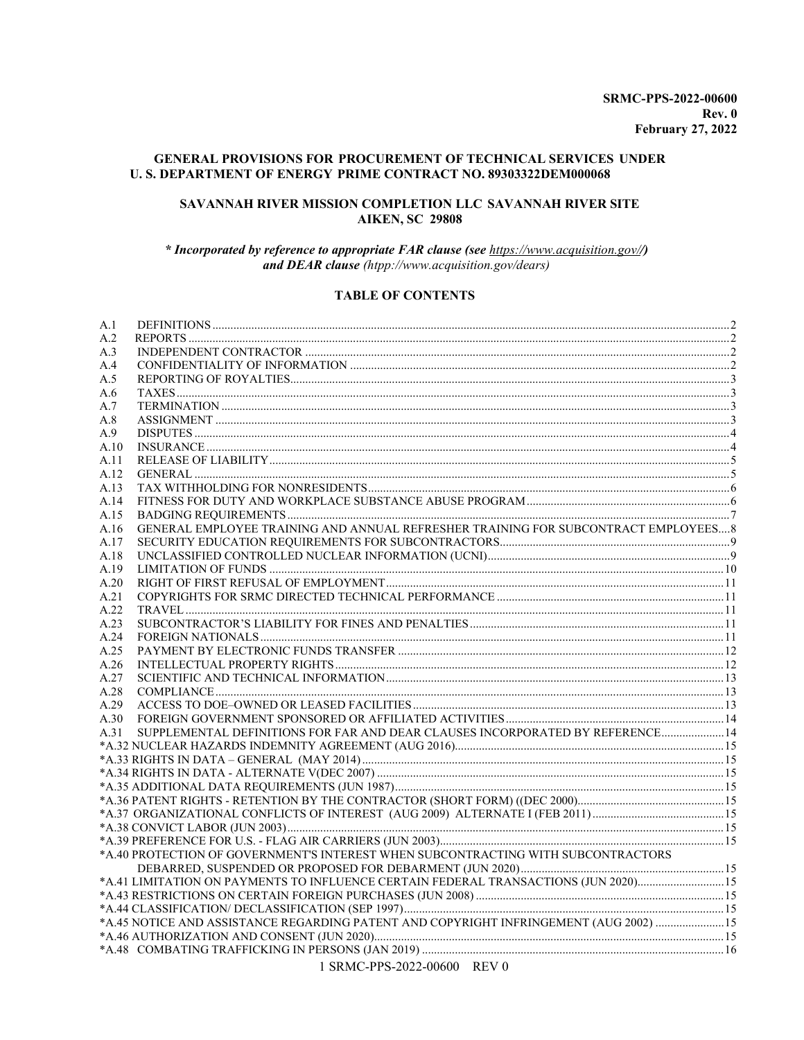**SRMC-PPS-2022-00600**
**Rev. 0**
**February 27, 2022**

## GENERAL PROVISIONS FOR PROCUREMENT OF TECHNICAL SERVICES UNDER U. S. DEPARTMENT OF ENERGY PRIME CONTRACT NO. 89303322DEM000068

## SAVANNAH RIVER MISSION COMPLETION LLC SAVANNAH RIVER SITE AIKEN, SC 29808

***\* Incorporated by reference to appropriate FAR clause (see https://www.acquisition.gov//) and DEAR clause** (htpp://www.acquisition.gov/dears)*

### TABLE OF CONTENTS

| | | |
|---|---|---|
| A.1 | DEFINITIONS | 2 |
| A.2 | REPORTS | 2 |
| A.3 | INDEPENDENT CONTRACTOR | 2 |
| A.4 | CONFIDENTIALITY OF INFORMATION | 2 |
| A.5 | REPORTING OF ROYALTIES | 3 |
| A.6 | TAXES | 3 |
| A.7 | TERMINATION | 3 |
| A.8 | ASSIGNMENT | 3 |
| A.9 | DISPUTES | 4 |
| A.10 | INSURANCE | 4 |
| A.11 | RELEASE OF LIABILITY | 5 |
| A.12 | GENERAL | 5 |
| A.13 | TAX WITHHOLDING FOR NONRESIDENTS | 6 |
| A.14 | FITNESS FOR DUTY AND WORKPLACE SUBSTANCE ABUSE PROGRAM | 6 |
| A.15 | BADGING REQUIREMENTS | 7 |
| A.16 | GENERAL EMPLOYEE TRAINING AND ANNUAL REFRESHER TRAINING FOR SUBCONTRACT EMPLOYEES | 8 |
| A.17 | SECURITY EDUCATION REQUIREMENTS FOR SUBCONTRACTORS | 9 |
| A.18 | UNCLASSIFIED CONTROLLED NUCLEAR INFORMATION (UCNI) | 9 |
| A.19 | LIMITATION OF FUNDS | 10 |
| A.20 | RIGHT OF FIRST REFUSAL OF EMPLOYMENT | 11 |
| A.21 | COPYRIGHTS FOR SRMC DIRECTED TECHNICAL PERFORMANCE | 11 |
| A.22 | TRAVEL | 11 |
| A.23 | SUBCONTRACTOR'S LIABILITY FOR FINES AND PENALTIES | 11 |
| A.24 | FOREIGN NATIONALS | 11 |
| A.25 | PAYMENT BY ELECTRONIC FUNDS TRANSFER | 12 |
| A.26 | INTELLECTUAL PROPERTY RIGHTS | 12 |
| A.27 | SCIENTIFIC AND TECHNICAL INFORMATION | 13 |
| A.28 | COMPLIANCE | 13 |
| A.29 | ACCESS TO DOE–OWNED OR LEASED FACILITIES | 13 |
| A.30 | FOREIGN GOVERNMENT SPONSORED OR AFFILIATED ACTIVITIES | 14 |
| A.31 | SUPPLEMENTAL DEFINITIONS FOR FAR AND DEAR CLAUSES INCORPORATED BY REFERENCE | 14 |
| *A.32 | NUCLEAR HAZARDS INDEMNITY AGREEMENT (AUG 2016) | 15 |
| *A.33 | RIGHTS IN DATA – GENERAL (MAY 2014) | 15 |
| *A.34 | RIGHTS IN DATA - ALTERNATE V(DEC 2007) | 15 |
| *A.35 | ADDITIONAL DATA REQUIREMENTS (JUN 1987) | 15 |
| *A.36 | PATENT RIGHTS - RETENTION BY THE CONTRACTOR (SHORT FORM) ((DEC 2000) | 15 |
| *A.37 | ORGANIZATIONAL CONFLICTS OF INTEREST (AUG 2009) ALTERNATE I (FEB 2011) | 15 |
| *A.38 | CONVICT LABOR (JUN 2003) | 15 |
| *A.39 | PREFERENCE FOR U.S. - FLAG AIR CARRIERS (JUN 2003) | 15 |
| *A.40 | PROTECTION OF GOVERNMENT'S INTEREST WHEN SUBCONTRACTING WITH SUBCONTRACTORS DEBARRED, SUSPENDED OR PROPOSED FOR DEBARMENT (JUN 2020) | 15 |
| *A.41 | LIMITATION ON PAYMENTS TO INFLUENCE CERTAIN FEDERAL TRANSACTIONS (JUN 2020) | 15 |
| *A.43 | RESTRICTIONS ON CERTAIN FOREIGN PURCHASES (JUN 2008) | 15 |
| *A.44 | CLASSIFICATION/ DECLASSIFICATION (SEP 1997) | 15 |
| *A.45 | NOTICE AND ASSISTANCE REGARDING PATENT AND COPYRIGHT INFRINGEMENT (AUG 2002) | 15 |
| *A.46 | AUTHORIZATION AND CONSENT (JUN 2020) | 15 |
| *A.48 | COMBATING TRAFFICKING IN PERSONS (JAN 2019) | 16 |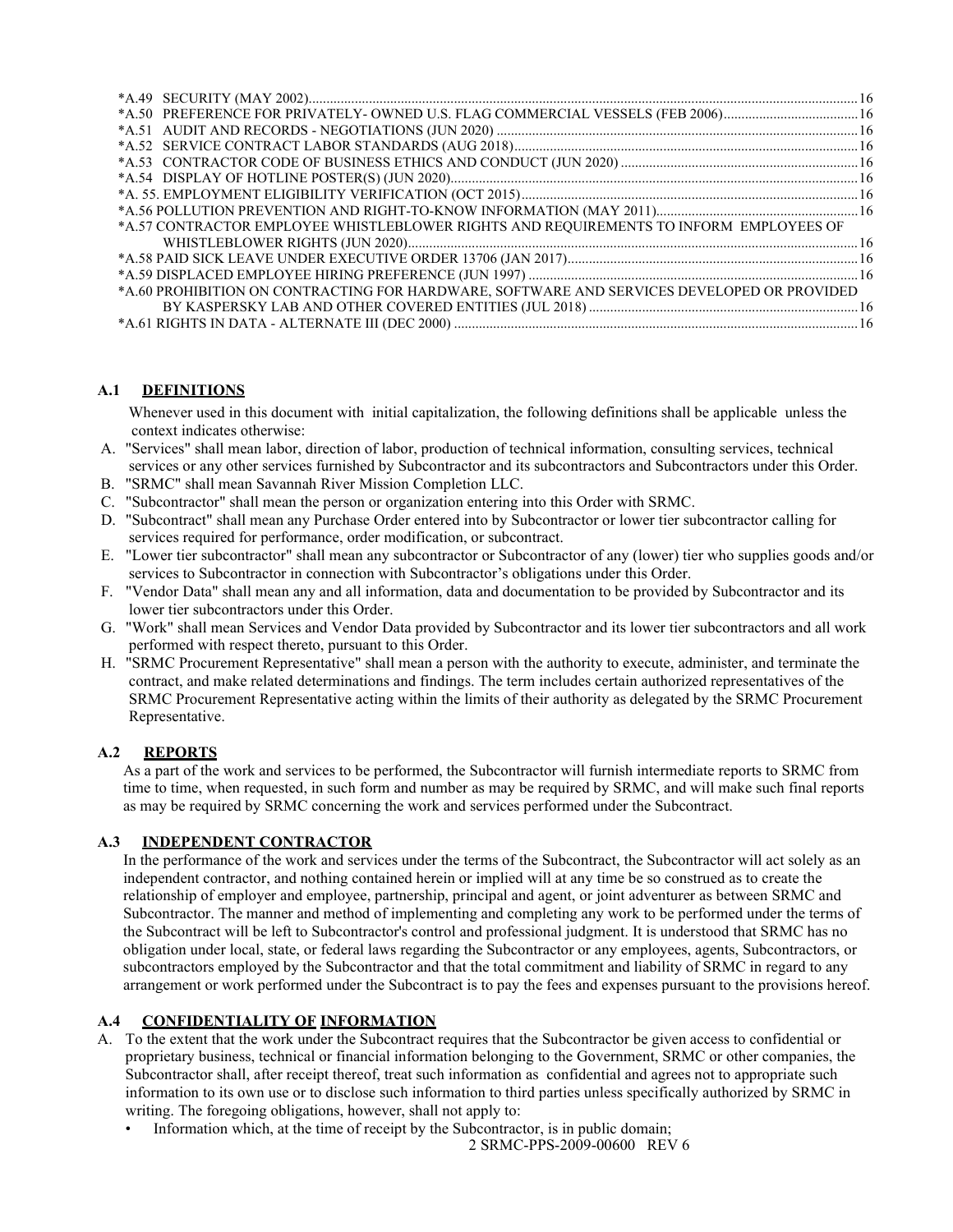*A.49 SECURITY (MAY 2002)....16
*A.50 PREFERENCE FOR PRIVATELY- OWNED U.S. FLAG COMMERCIAL VESSELS (FEB 2006)....16
*A.51 AUDIT AND RECORDS - NEGOTIATIONS (JUN 2020)....16
*A.52 SERVICE CONTRACT LABOR STANDARDS (AUG 2018)....16
*A.53 CONTRACTOR CODE OF BUSINESS ETHICS AND CONDUCT (JUN 2020)....16
*A.54 DISPLAY OF HOTLINE POSTER(S) (JUN 2020)....16
*A. 55. EMPLOYMENT ELIGIBILITY VERIFICATION (OCT 2015)....16
*A.56 POLLUTION PREVENTION AND RIGHT-TO-KNOW INFORMATION (MAY 2011)....16
*A.57 CONTRACTOR EMPLOYEE WHISTLEBLOWER RIGHTS AND REQUIREMENTS TO INFORM EMPLOYEES OF WHISTLEBLOWER RIGHTS (JUN 2020)....16
*A.58 PAID SICK LEAVE UNDER EXECUTIVE ORDER 13706 (JAN 2017)....16
*A.59 DISPLACED EMPLOYEE HIRING PREFERENCE (JUN 1997)....16
*A.60 PROHIBITION ON CONTRACTING FOR HARDWARE, SOFTWARE AND SERVICES DEVELOPED OR PROVIDED BY KASPERSKY LAB AND OTHER COVERED ENTITIES (JUL 2018)....16
*A.61 RIGHTS IN DATA - ALTERNATE III (DEC 2000)....16

## A.1 DEFINITIONS

Whenever used in this document with initial capitalization, the following definitions shall be applicable unless the context indicates otherwise:

A. "Services" shall mean labor, direction of labor, production of technical information, consulting services, technical services or any other services furnished by Subcontractor and its subcontractors and Subcontractors under this Order.
B. "SRMC" shall mean Savannah River Mission Completion LLC.
C. "Subcontractor" shall mean the person or organization entering into this Order with SRMC.
D. "Subcontract" shall mean any Purchase Order entered into by Subcontractor or lower tier subcontractor calling for services required for performance, order modification, or subcontract.
E. "Lower tier subcontractor" shall mean any subcontractor or Subcontractor of any (lower) tier who supplies goods and/or services to Subcontractor in connection with Subcontractor's obligations under this Order.
F. "Vendor Data" shall mean any and all information, data and documentation to be provided by Subcontractor and its lower tier subcontractors under this Order.
G. "Work" shall mean Services and Vendor Data provided by Subcontractor and its lower tier subcontractors and all work performed with respect thereto, pursuant to this Order.
H. "SRMC Procurement Representative" shall mean a person with the authority to execute, administer, and terminate the contract, and make related determinations and findings. The term includes certain authorized representatives of the SRMC Procurement Representative acting within the limits of their authority as delegated by the SRMC Procurement Representative.

## A.2 REPORTS

As a part of the work and services to be performed, the Subcontractor will furnish intermediate reports to SRMC from time to time, when requested, in such form and number as may be required by SRMC, and will make such final reports as may be required by SRMC concerning the work and services performed under the Subcontract.

## A.3 INDEPENDENT CONTRACTOR

In the performance of the work and services under the terms of the Subcontract, the Subcontractor will act solely as an independent contractor, and nothing contained herein or implied will at any time be so construed as to create the relationship of employer and employee, partnership, principal and agent, or joint adventurer as between SRMC and Subcontractor. The manner and method of implementing and completing any work to be performed under the terms of the Subcontract will be left to Subcontractor's control and professional judgment. It is understood that SRMC has no obligation under local, state, or federal laws regarding the Subcontractor or any employees, agents, Subcontractors, or subcontractors employed by the Subcontractor and that the total commitment and liability of SRMC in regard to any arrangement or work performed under the Subcontract is to pay the fees and expenses pursuant to the provisions hereof.

## A.4 CONFIDENTIALITY OF INFORMATION

A. To the extent that the work under the Subcontract requires that the Subcontractor be given access to confidential or proprietary business, technical or financial information belonging to the Government, SRMC or other companies, the Subcontractor shall, after receipt thereof, treat such information as confidential and agrees not to appropriate such information to its own use or to disclose such information to third parties unless specifically authorized by SRMC in writing. The foregoing obligations, however, shall not apply to:
   - Information which, at the time of receipt by the Subcontractor, is in public domain;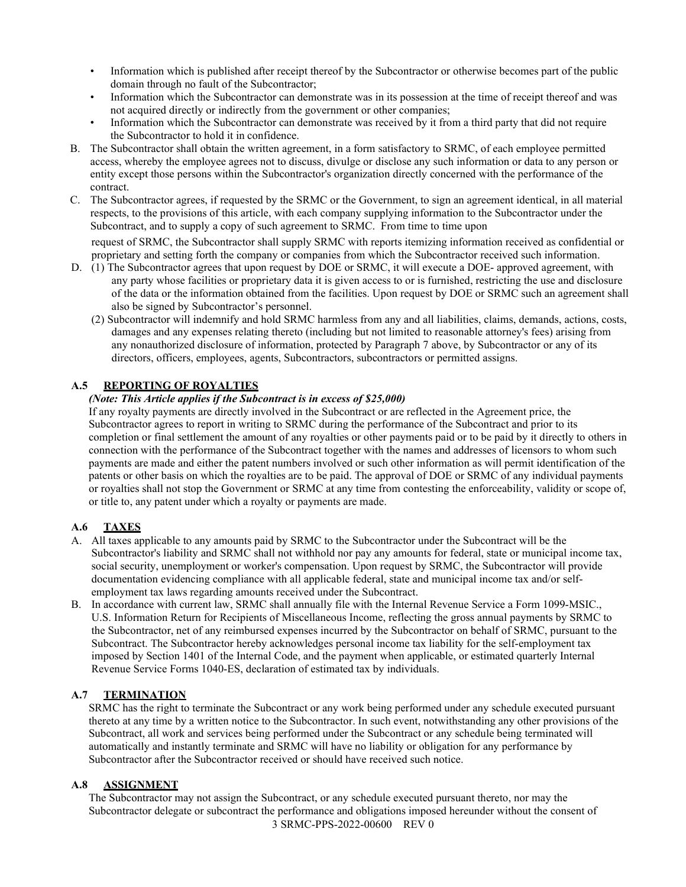- Information which is published after receipt thereof by the Subcontractor or otherwise becomes part of the public domain through no fault of the Subcontractor;
- Information which the Subcontractor can demonstrate was in its possession at the time of receipt thereof and was not acquired directly or indirectly from the government or other companies;
- Information which the Subcontractor can demonstrate was received by it from a third party that did not require the Subcontractor to hold it in confidence.

B. The Subcontractor shall obtain the written agreement, in a form satisfactory to SRMC, of each employee permitted access, whereby the employee agrees not to discuss, divulge or disclose any such information or data to any person or entity except those persons within the Subcontractor's organization directly concerned with the performance of the contract.

C. The Subcontractor agrees, if requested by the SRMC or the Government, to sign an agreement identical, in all material respects, to the provisions of this article, with each company supplying information to the Subcontractor under the Subcontract, and to supply a copy of such agreement to SRMC. From time to time upon request of SRMC, the Subcontractor shall supply SRMC with reports itemizing information received as confidential or proprietary and setting forth the company or companies from which the Subcontractor received such information.

D. (1) The Subcontractor agrees that upon request by DOE or SRMC, it will execute a DOE- approved agreement, with any party whose facilities or proprietary data it is given access to or is furnished, restricting the use and disclosure of the data or the information obtained from the facilities. Upon request by DOE or SRMC such an agreement shall also be signed by Subcontractor's personnel.

(2) Subcontractor will indemnify and hold SRMC harmless from any and all liabilities, claims, demands, actions, costs, damages and any expenses relating thereto (including but not limited to reasonable attorney's fees) arising from any nonauthorized disclosure of information, protected by Paragraph 7 above, by Subcontractor or any of its directors, officers, employees, agents, Subcontractors, subcontractors or permitted assigns.

## A.5 REPORTING OF ROYALTIES

***(Note: This Article applies if the Subcontract is in excess of $25,000)***

If any royalty payments are directly involved in the Subcontract or are reflected in the Agreement price, the Subcontractor agrees to report in writing to SRMC during the performance of the Subcontract and prior to its completion or final settlement the amount of any royalties or other payments paid or to be paid by it directly to others in connection with the performance of the Subcontract together with the names and addresses of licensors to whom such payments are made and either the patent numbers involved or such other information as will permit identification of the patents or other basis on which the royalties are to be paid. The approval of DOE or SRMC of any individual payments or royalties shall not stop the Government or SRMC at any time from contesting the enforceability, validity or scope of, or title to, any patent under which a royalty or payments are made.

## A.6 TAXES

A. All taxes applicable to any amounts paid by SRMC to the Subcontractor under the Subcontract will be the Subcontractor's liability and SRMC shall not withhold nor pay any amounts for federal, state or municipal income tax, social security, unemployment or worker's compensation. Upon request by SRMC, the Subcontractor will provide documentation evidencing compliance with all applicable federal, state and municipal income tax and/or self-employment tax laws regarding amounts received under the Subcontract.

B. In accordance with current law, SRMC shall annually file with the Internal Revenue Service a Form 1099-MSIC., U.S. Information Return for Recipients of Miscellaneous Income, reflecting the gross annual payments by SRMC to the Subcontractor, net of any reimbursed expenses incurred by the Subcontractor on behalf of SRMC, pursuant to the Subcontract. The Subcontractor hereby acknowledges personal income tax liability for the self-employment tax imposed by Section 1401 of the Internal Code, and the payment when applicable, or estimated quarterly Internal Revenue Service Forms 1040-ES, declaration of estimated tax by individuals.

## A.7 TERMINATION

SRMC has the right to terminate the Subcontract or any work being performed under any schedule executed pursuant thereto at any time by a written notice to the Subcontractor. In such event, notwithstanding any other provisions of the Subcontract, all work and services being performed under the Subcontract or any schedule being terminated will automatically and instantly terminate and SRMC will have no liability or obligation for any performance by Subcontractor after the Subcontractor received or should have received such notice.

## A.8 ASSIGNMENT

The Subcontractor may not assign the Subcontract, or any schedule executed pursuant thereto, nor may the Subcontractor delegate or subcontract the performance and obligations imposed hereunder without the consent of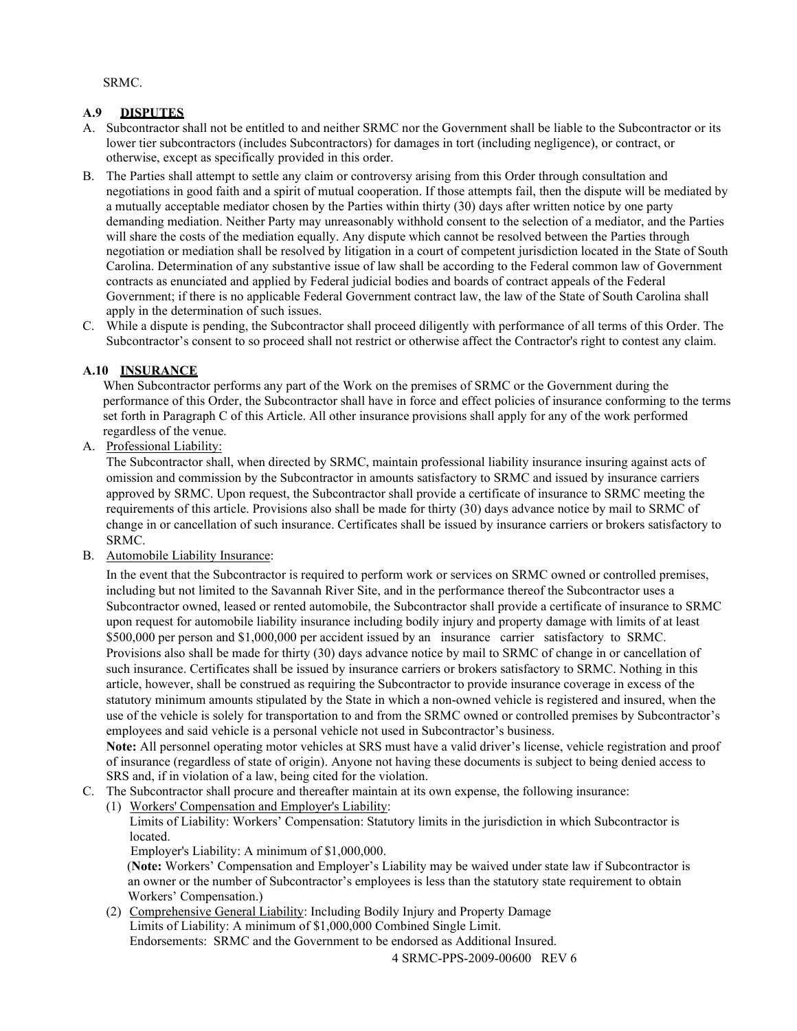SRMC.

### A.9 DISPUTES

A. Subcontractor shall not be entitled to and neither SRMC nor the Government shall be liable to the Subcontractor or its lower tier subcontractors (includes Subcontractors) for damages in tort (including negligence), or contract, or otherwise, except as specifically provided in this order.

B. The Parties shall attempt to settle any claim or controversy arising from this Order through consultation and negotiations in good faith and a spirit of mutual cooperation. If those attempts fail, then the dispute will be mediated by a mutually acceptable mediator chosen by the Parties within thirty (30) days after written notice by one party demanding mediation. Neither Party may unreasonably withhold consent to the selection of a mediator, and the Parties will share the costs of the mediation equally. Any dispute which cannot be resolved between the Parties through negotiation or mediation shall be resolved by litigation in a court of competent jurisdiction located in the State of South Carolina. Determination of any substantive issue of law shall be according to the Federal common law of Government contracts as enunciated and applied by Federal judicial bodies and boards of contract appeals of the Federal Government; if there is no applicable Federal Government contract law, the law of the State of South Carolina shall apply in the determination of such issues.

C. While a dispute is pending, the Subcontractor shall proceed diligently with performance of all terms of this Order. The Subcontractor's consent to so proceed shall not restrict or otherwise affect the Contractor's right to contest any claim.

### A.10 INSURANCE

When Subcontractor performs any part of the Work on the premises of SRMC or the Government during the performance of this Order, the Subcontractor shall have in force and effect policies of insurance conforming to the terms set forth in Paragraph C of this Article. All other insurance provisions shall apply for any of the work performed regardless of the venue.

A. Professional Liability:

The Subcontractor shall, when directed by SRMC, maintain professional liability insurance insuring against acts of omission and commission by the Subcontractor in amounts satisfactory to SRMC and issued by insurance carriers approved by SRMC. Upon request, the Subcontractor shall provide a certificate of insurance to SRMC meeting the requirements of this article. Provisions also shall be made for thirty (30) days advance notice by mail to SRMC of change in or cancellation of such insurance. Certificates shall be issued by insurance carriers or brokers satisfactory to SRMC.

B. Automobile Liability Insurance:

In the event that the Subcontractor is required to perform work or services on SRMC owned or controlled premises, including but not limited to the Savannah River Site, and in the performance thereof the Subcontractor uses a Subcontractor owned, leased or rented automobile, the Subcontractor shall provide a certificate of insurance to SRMC upon request for automobile liability insurance including bodily injury and property damage with limits of at least \$500,000 per person and \$1,000,000 per accident issued by an insurance carrier satisfactory to SRMC. Provisions also shall be made for thirty (30) days advance notice by mail to SRMC of change in or cancellation of such insurance. Certificates shall be issued by insurance carriers or brokers satisfactory to SRMC. Nothing in this article, however, shall be construed as requiring the Subcontractor to provide insurance coverage in excess of the statutory minimum amounts stipulated by the State in which a non-owned vehicle is registered and insured, when the use of the vehicle is solely for transportation to and from the SRMC owned or controlled premises by Subcontractor's employees and said vehicle is a personal vehicle not used in Subcontractor's business.

**Note:** All personnel operating motor vehicles at SRS must have a valid driver's license, vehicle registration and proof of insurance (regardless of state of origin). Anyone not having these documents is subject to being denied access to SRS and, if in violation of a law, being cited for the violation.

C. The Subcontractor shall procure and thereafter maintain at its own expense, the following insurance:

(1) Workers' Compensation and Employer's Liability:
Limits of Liability: Workers' Compensation: Statutory limits in the jurisdiction in which Subcontractor is located.
Employer's Liability: A minimum of \$1,000,000.
(**Note:** Workers' Compensation and Employer's Liability may be waived under state law if Subcontractor is an owner or the number of Subcontractor's employees is less than the statutory state requirement to obtain Workers' Compensation.)

(2) Comprehensive General Liability: Including Bodily Injury and Property Damage
Limits of Liability: A minimum of \$1,000,000 Combined Single Limit.
Endorsements: SRMC and the Government to be endorsed as Additional Insured.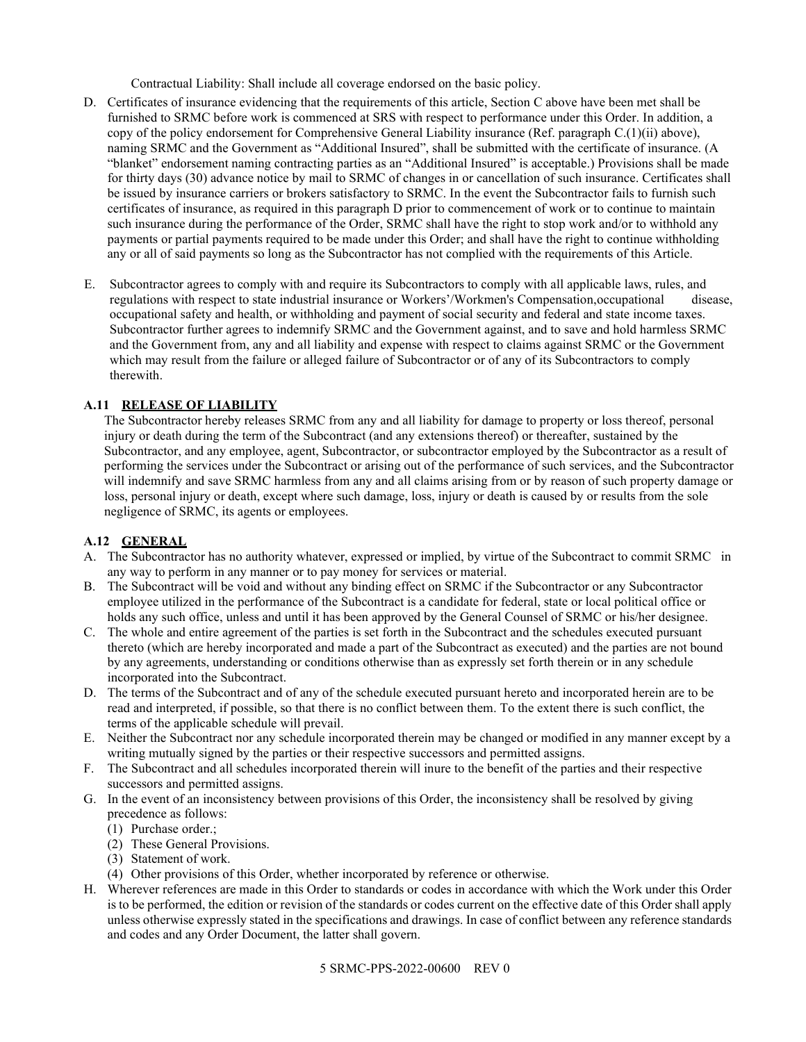Contractual Liability: Shall include all coverage endorsed on the basic policy.

D. Certificates of insurance evidencing that the requirements of this article, Section C above have been met shall be furnished to SRMC before work is commenced at SRS with respect to performance under this Order. In addition, a copy of the policy endorsement for Comprehensive General Liability insurance (Ref. paragraph C.(1)(ii) above), naming SRMC and the Government as "Additional Insured", shall be submitted with the certificate of insurance. (A "blanket" endorsement naming contracting parties as an "Additional Insured" is acceptable.) Provisions shall be made for thirty days (30) advance notice by mail to SRMC of changes in or cancellation of such insurance. Certificates shall be issued by insurance carriers or brokers satisfactory to SRMC. In the event the Subcontractor fails to furnish such certificates of insurance, as required in this paragraph D prior to commencement of work or to continue to maintain such insurance during the performance of the Order, SRMC shall have the right to stop work and/or to withhold any payments or partial payments required to be made under this Order; and shall have the right to continue withholding any or all of said payments so long as the Subcontractor has not complied with the requirements of this Article.

E. Subcontractor agrees to comply with and require its Subcontractors to comply with all applicable laws, rules, and regulations with respect to state industrial insurance or Workers'/Workmen's Compensation,occupational disease, occupational safety and health, or withholding and payment of social security and federal and state income taxes. Subcontractor further agrees to indemnify SRMC and the Government against, and to save and hold harmless SRMC and the Government from, any and all liability and expense with respect to claims against SRMC or the Government which may result from the failure or alleged failure of Subcontractor or of any of its Subcontractors to comply therewith.

### A.11 RELEASE OF LIABILITY

The Subcontractor hereby releases SRMC from any and all liability for damage to property or loss thereof, personal injury or death during the term of the Subcontract (and any extensions thereof) or thereafter, sustained by the Subcontractor, and any employee, agent, Subcontractor, or subcontractor employed by the Subcontractor as a result of performing the services under the Subcontract or arising out of the performance of such services, and the Subcontractor will indemnify and save SRMC harmless from any and all claims arising from or by reason of such property damage or loss, personal injury or death, except where such damage, loss, injury or death is caused by or results from the sole negligence of SRMC, its agents or employees.

### A.12 GENERAL

A. The Subcontractor has no authority whatever, expressed or implied, by virtue of the Subcontract to commit SRMC in any way to perform in any manner or to pay money for services or material.

B. The Subcontract will be void and without any binding effect on SRMC if the Subcontractor or any Subcontractor employee utilized in the performance of the Subcontract is a candidate for federal, state or local political office or holds any such office, unless and until it has been approved by the General Counsel of SRMC or his/her designee.

C. The whole and entire agreement of the parties is set forth in the Subcontract and the schedules executed pursuant thereto (which are hereby incorporated and made a part of the Subcontract as executed) and the parties are not bound by any agreements, understanding or conditions otherwise than as expressly set forth therein or in any schedule incorporated into the Subcontract.

D. The terms of the Subcontract and of any of the schedule executed pursuant hereto and incorporated herein are to be read and interpreted, if possible, so that there is no conflict between them. To the extent there is such conflict, the terms of the applicable schedule will prevail.

E. Neither the Subcontract nor any schedule incorporated therein may be changed or modified in any manner except by a writing mutually signed by the parties or their respective successors and permitted assigns.

F. The Subcontract and all schedules incorporated therein will inure to the benefit of the parties and their respective successors and permitted assigns.

G. In the event of an inconsistency between provisions of this Order, the inconsistency shall be resolved by giving precedence as follows:
   (1) Purchase order.;
   (2) These General Provisions.
   (3) Statement of work.
   (4) Other provisions of this Order, whether incorporated by reference or otherwise.

H. Wherever references are made in this Order to standards or codes in accordance with which the Work under this Order is to be performed, the edition or revision of the standards or codes current on the effective date of this Order shall apply unless otherwise expressly stated in the specifications and drawings. In case of conflict between any reference standards and codes and any Order Document, the latter shall govern.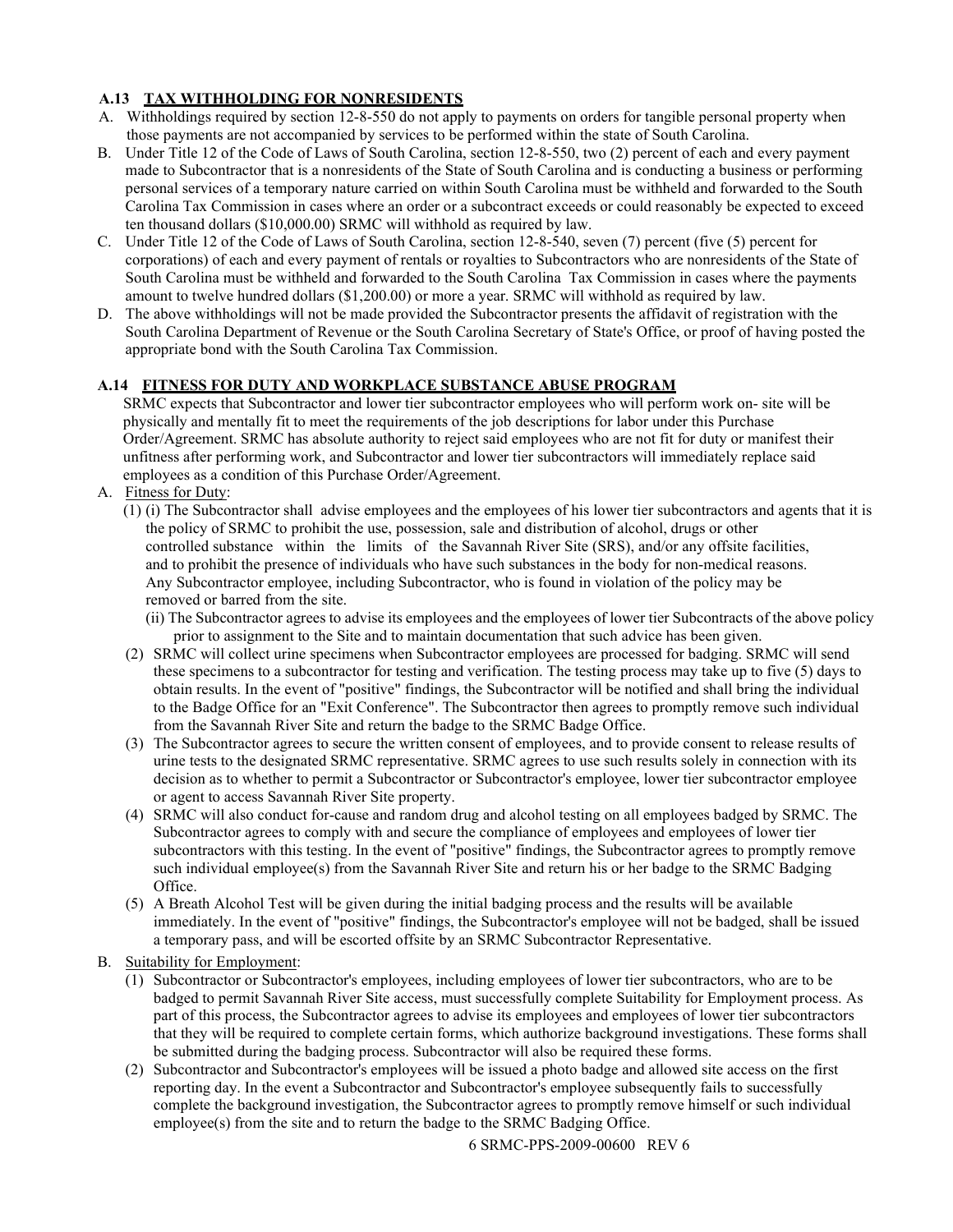### A.13 TAX WITHHOLDING FOR NONRESIDENTS

A. Withholdings required by section 12-8-550 do not apply to payments on orders for tangible personal property when those payments are not accompanied by services to be performed within the state of South Carolina.

B. Under Title 12 of the Code of Laws of South Carolina, section 12-8-550, two (2) percent of each and every payment made to Subcontractor that is a nonresidents of the State of South Carolina and is conducting a business or performing personal services of a temporary nature carried on within South Carolina must be withheld and forwarded to the South Carolina Tax Commission in cases where an order or a subcontract exceeds or could reasonably be expected to exceed ten thousand dollars ($10,000.00) SRMC will withhold as required by law.

C. Under Title 12 of the Code of Laws of South Carolina, section 12-8-540, seven (7) percent (five (5) percent for corporations) of each and every payment of rentals or royalties to Subcontractors who are nonresidents of the State of South Carolina must be withheld and forwarded to the South Carolina Tax Commission in cases where the payments amount to twelve hundred dollars ($1,200.00) or more a year. SRMC will withhold as required by law.

D. The above withholdings will not be made provided the Subcontractor presents the affidavit of registration with the South Carolina Department of Revenue or the South Carolina Secretary of State's Office, or proof of having posted the appropriate bond with the South Carolina Tax Commission.

### A.14 FITNESS FOR DUTY AND WORKPLACE SUBSTANCE ABUSE PROGRAM

SRMC expects that Subcontractor and lower tier subcontractor employees who will perform work on- site will be physically and mentally fit to meet the requirements of the job descriptions for labor under this Purchase Order/Agreement. SRMC has absolute authority to reject said employees who are not fit for duty or manifest their unfitness after performing work, and Subcontractor and lower tier subcontractors will immediately replace said employees as a condition of this Purchase Order/Agreement.

A. Fitness for Duty:

(1) (i) The Subcontractor shall advise employees and the employees of his lower tier subcontractors and agents that it is the policy of SRMC to prohibit the use, possession, sale and distribution of alcohol, drugs or other controlled substance within the limits of the Savannah River Site (SRS), and/or any offsite facilities, and to prohibit the presence of individuals who have such substances in the body for non-medical reasons. Any Subcontractor employee, including Subcontractor, who is found in violation of the policy may be removed or barred from the site.

(ii) The Subcontractor agrees to advise its employees and the employees of lower tier Subcontracts of the above policy prior to assignment to the Site and to maintain documentation that such advice has been given.

(2) SRMC will collect urine specimens when Subcontractor employees are processed for badging. SRMC will send these specimens to a subcontractor for testing and verification. The testing process may take up to five (5) days to obtain results. In the event of "positive" findings, the Subcontractor will be notified and shall bring the individual to the Badge Office for an "Exit Conference". The Subcontractor then agrees to promptly remove such individual from the Savannah River Site and return the badge to the SRMC Badge Office.

(3) The Subcontractor agrees to secure the written consent of employees, and to provide consent to release results of urine tests to the designated SRMC representative. SRMC agrees to use such results solely in connection with its decision as to whether to permit a Subcontractor or Subcontractor's employee, lower tier subcontractor employee or agent to access Savannah River Site property.

(4) SRMC will also conduct for-cause and random drug and alcohol testing on all employees badged by SRMC. The Subcontractor agrees to comply with and secure the compliance of employees and employees of lower tier subcontractors with this testing. In the event of "positive" findings, the Subcontractor agrees to promptly remove such individual employee(s) from the Savannah River Site and return his or her badge to the SRMC Badging Office.

(5) A Breath Alcohol Test will be given during the initial badging process and the results will be available immediately. In the event of "positive" findings, the Subcontractor's employee will not be badged, shall be issued a temporary pass, and will be escorted offsite by an SRMC Subcontractor Representative.

B. Suitability for Employment:

(1) Subcontractor or Subcontractor's employees, including employees of lower tier subcontractors, who are to be badged to permit Savannah River Site access, must successfully complete Suitability for Employment process. As part of this process, the Subcontractor agrees to advise its employees and employees of lower tier subcontractors that they will be required to complete certain forms, which authorize background investigations. These forms shall be submitted during the badging process. Subcontractor will also be required these forms.

(2) Subcontractor and Subcontractor's employees will be issued a photo badge and allowed site access on the first reporting day. In the event a Subcontractor and Subcontractor's employee subsequently fails to successfully complete the background investigation, the Subcontractor agrees to promptly remove himself or such individual employee(s) from the site and to return the badge to the SRMC Badging Office.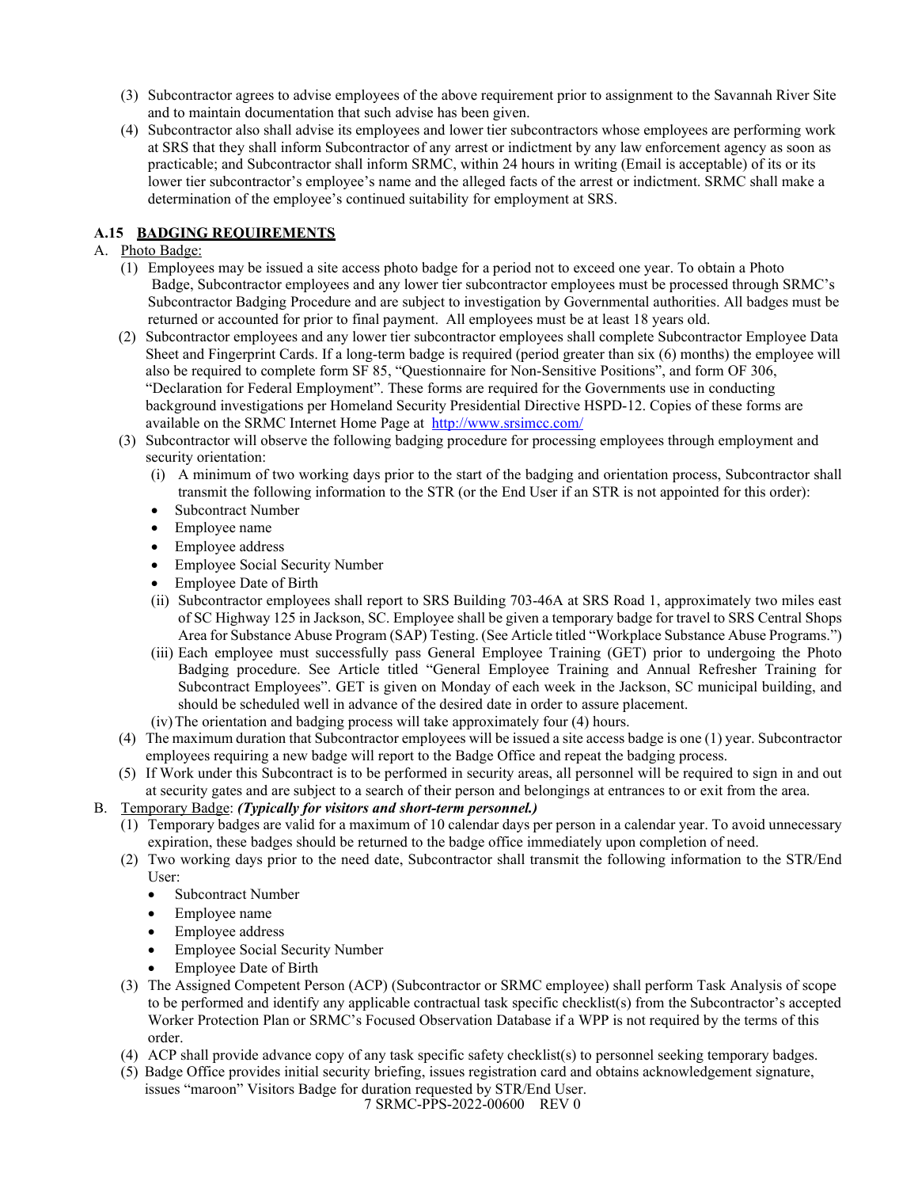(3) Subcontractor agrees to advise employees of the above requirement prior to assignment to the Savannah River Site and to maintain documentation that such advise has been given.

(4) Subcontractor also shall advise its employees and lower tier subcontractors whose employees are performing work at SRS that they shall inform Subcontractor of any arrest or indictment by any law enforcement agency as soon as practicable; and Subcontractor shall inform SRMC, within 24 hours in writing (Email is acceptable) of its or its lower tier subcontractor's employee's name and the alleged facts of the arrest or indictment. SRMC shall make a determination of the employee's continued suitability for employment at SRS.

## A.15 BADGING REQUIREMENTS

A. Photo Badge:

(1) Employees may be issued a site access photo badge for a period not to exceed one year. To obtain a Photo Badge, Subcontractor employees and any lower tier subcontractor employees must be processed through SRMC's Subcontractor Badging Procedure and are subject to investigation by Governmental authorities. All badges must be returned or accounted for prior to final payment. All employees must be at least 18 years old.

(2) Subcontractor employees and any lower tier subcontractor employees shall complete Subcontractor Employee Data Sheet and Fingerprint Cards. If a long-term badge is required (period greater than six (6) months) the employee will also be required to complete form SF 85, "Questionnaire for Non-Sensitive Positions", and form OF 306, "Declaration for Federal Employment". These forms are required for the Governments use in conducting background investigations per Homeland Security Presidential Directive HSPD-12. Copies of these forms are available on the SRMC Internet Home Page at http://www.srsimcc.com/

(3) Subcontractor will observe the following badging procedure for processing employees through employment and security orientation:

(i) A minimum of two working days prior to the start of the badging and orientation process, Subcontractor shall transmit the following information to the STR (or the End User if an STR is not appointed for this order):

- Subcontract Number
- Employee name
- Employee address
- Employee Social Security Number
- Employee Date of Birth

(ii) Subcontractor employees shall report to SRS Building 703-46A at SRS Road 1, approximately two miles east of SC Highway 125 in Jackson, SC. Employee shall be given a temporary badge for travel to SRS Central Shops Area for Substance Abuse Program (SAP) Testing. (See Article titled "Workplace Substance Abuse Programs.")

(iii) Each employee must successfully pass General Employee Training (GET) prior to undergoing the Photo Badging procedure. See Article titled "General Employee Training and Annual Refresher Training for Subcontract Employees". GET is given on Monday of each week in the Jackson, SC municipal building, and should be scheduled well in advance of the desired date in order to assure placement.

(iv) The orientation and badging process will take approximately four (4) hours.

(4) The maximum duration that Subcontractor employees will be issued a site access badge is one (1) year. Subcontractor employees requiring a new badge will report to the Badge Office and repeat the badging process.

(5) If Work under this Subcontract is to be performed in security areas, all personnel will be required to sign in and out at security gates and are subject to a search of their person and belongings at entrances to or exit from the area.

B. Temporary Badge: ***(Typically for visitors and short-term personnel.)***

(1) Temporary badges are valid for a maximum of 10 calendar days per person in a calendar year. To avoid unnecessary expiration, these badges should be returned to the badge office immediately upon completion of need.

(2) Two working days prior to the need date, Subcontractor shall transmit the following information to the STR/End User:

- Subcontract Number
- Employee name
- Employee address
- Employee Social Security Number
- Employee Date of Birth

(3) The Assigned Competent Person (ACP) (Subcontractor or SRMC employee) shall perform Task Analysis of scope to be performed and identify any applicable contractual task specific checklist(s) from the Subcontractor's accepted Worker Protection Plan or SRMC's Focused Observation Database if a WPP is not required by the terms of this order.

(4) ACP shall provide advance copy of any task specific safety checklist(s) to personnel seeking temporary badges.

(5) Badge Office provides initial security briefing, issues registration card and obtains acknowledgement signature, issues "maroon" Visitors Badge for duration requested by STR/End User.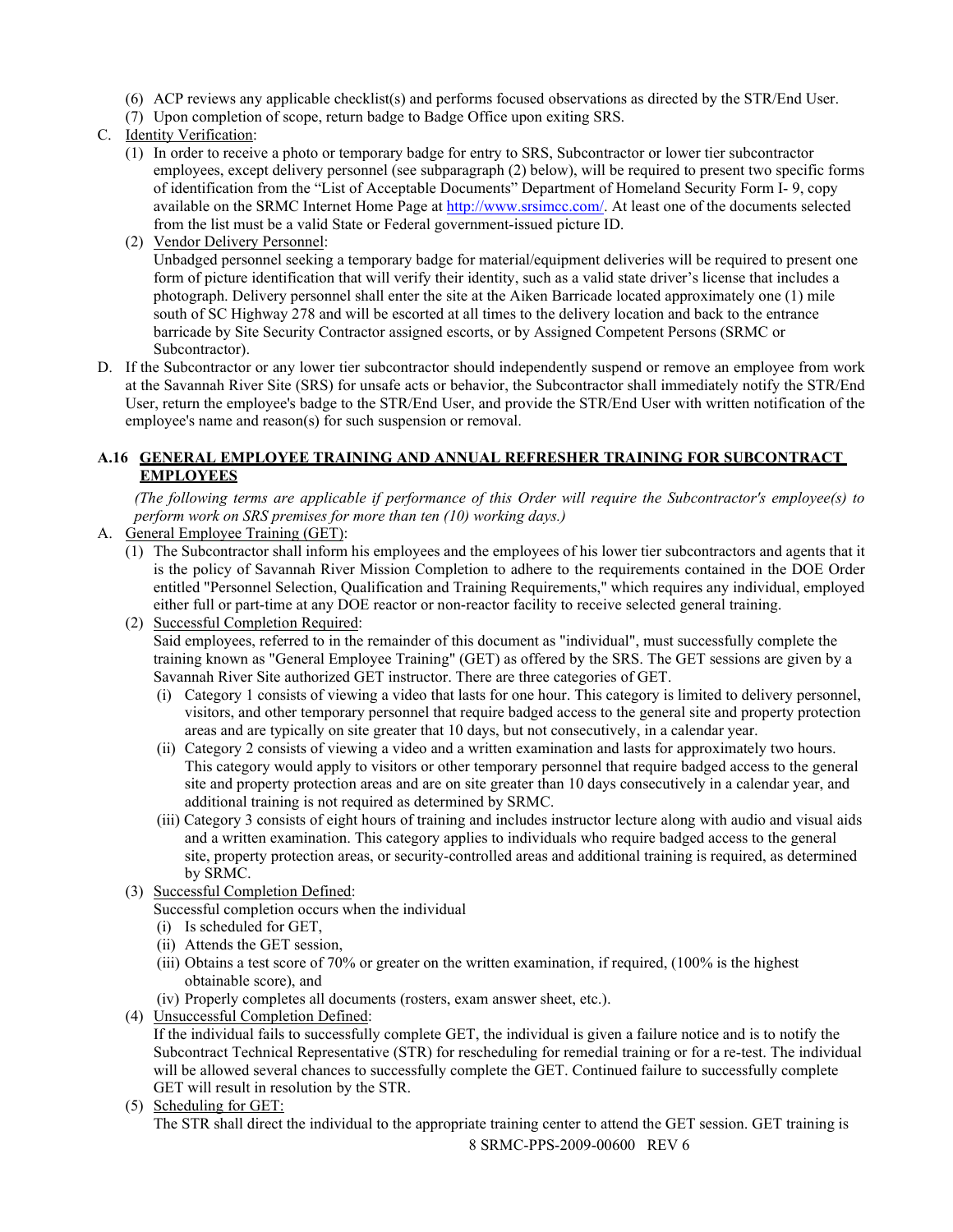(6) ACP reviews any applicable checklist(s) and performs focused observations as directed by the STR/End User.

(7) Upon completion of scope, return badge to Badge Office upon exiting SRS.

C. Identity Verification:

(1) In order to receive a photo or temporary badge for entry to SRS, Subcontractor or lower tier subcontractor employees, except delivery personnel (see subparagraph (2) below), will be required to present two specific forms of identification from the "List of Acceptable Documents" Department of Homeland Security Form I- 9, copy available on the SRMC Internet Home Page at http://www.srsimcc.com/. At least one of the documents selected from the list must be a valid State or Federal government-issued picture ID.

(2) Vendor Delivery Personnel:
Unbadged personnel seeking a temporary badge for material/equipment deliveries will be required to present one form of picture identification that will verify their identity, such as a valid state driver's license that includes a photograph. Delivery personnel shall enter the site at the Aiken Barricade located approximately one (1) mile south of SC Highway 278 and will be escorted at all times to the delivery location and back to the entrance barricade by Site Security Contractor assigned escorts, or by Assigned Competent Persons (SRMC or Subcontractor).

D. If the Subcontractor or any lower tier subcontractor should independently suspend or remove an employee from work at the Savannah River Site (SRS) for unsafe acts or behavior, the Subcontractor shall immediately notify the STR/End User, return the employee's badge to the STR/End User, and provide the STR/End User with written notification of the employee's name and reason(s) for such suspension or removal.

## A.16 GENERAL EMPLOYEE TRAINING AND ANNUAL REFRESHER TRAINING FOR SUBCONTRACT EMPLOYEES

*(The following terms are applicable if performance of this Order will require the Subcontractor's employee(s) to perform work on SRS premises for more than ten (10) working days.)*

A. General Employee Training (GET):

(1) The Subcontractor shall inform his employees and the employees of his lower tier subcontractors and agents that it is the policy of Savannah River Mission Completion to adhere to the requirements contained in the DOE Order entitled "Personnel Selection, Qualification and Training Requirements," which requires any individual, employed either full or part-time at any DOE reactor or non-reactor facility to receive selected general training.

(2) Successful Completion Required:
Said employees, referred to in the remainder of this document as "individual", must successfully complete the training known as "General Employee Training" (GET) as offered by the SRS. The GET sessions are given by a Savannah River Site authorized GET instructor. There are three categories of GET.

(i) Category 1 consists of viewing a video that lasts for one hour. This category is limited to delivery personnel, visitors, and other temporary personnel that require badged access to the general site and property protection areas and are typically on site greater that 10 days, but not consecutively, in a calendar year.

(ii) Category 2 consists of viewing a video and a written examination and lasts for approximately two hours. This category would apply to visitors or other temporary personnel that require badged access to the general site and property protection areas and are on site greater than 10 days consecutively in a calendar year, and additional training is not required as determined by SRMC.

(iii) Category 3 consists of eight hours of training and includes instructor lecture along with audio and visual aids and a written examination. This category applies to individuals who require badged access to the general site, property protection areas, or security-controlled areas and additional training is required, as determined by SRMC.

(3) Successful Completion Defined:
Successful completion occurs when the individual

(i) Is scheduled for GET,

(ii) Attends the GET session,

(iii) Obtains a test score of 70% or greater on the written examination, if required, (100% is the highest obtainable score), and

(iv) Properly completes all documents (rosters, exam answer sheet, etc.).

(4) Unsuccessful Completion Defined:
If the individual fails to successfully complete GET, the individual is given a failure notice and is to notify the Subcontract Technical Representative (STR) for rescheduling for remedial training or for a re-test. The individual will be allowed several chances to successfully complete the GET. Continued failure to successfully complete GET will result in resolution by the STR.

(5) Scheduling for GET:
The STR shall direct the individual to the appropriate training center to attend the GET session. GET training is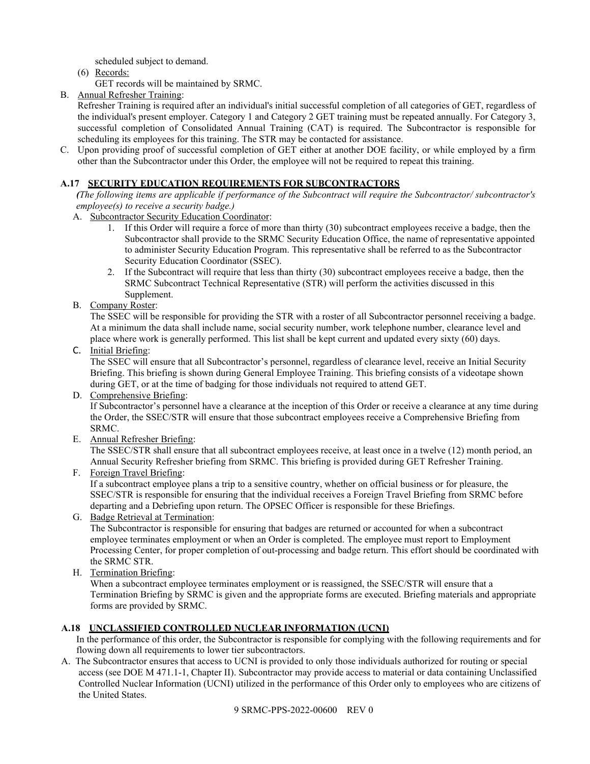scheduled subject to demand.

(6) Records:
GET records will be maintained by SRMC.

B. Annual Refresher Training:
Refresher Training is required after an individual's initial successful completion of all categories of GET, regardless of the individual's present employer. Category 1 and Category 2 GET training must be repeated annually. For Category 3, successful completion of Consolidated Annual Training (CAT) is required. The Subcontractor is responsible for scheduling its employees for this training. The STR may be contacted for assistance.

C. Upon providing proof of successful completion of GET either at another DOE facility, or while employed by a firm other than the Subcontractor under this Order, the employee will not be required to repeat this training.

### A.17 SECURITY EDUCATION REQUIREMENTS FOR SUBCONTRACTORS

*(The following items are applicable if performance of the Subcontract will require the Subcontractor/ subcontractor's employee(s) to receive a security badge.)*

A. Subcontractor Security Education Coordinator:
   1. If this Order will require a force of more than thirty (30) subcontract employees receive a badge, then the Subcontractor shall provide to the SRMC Security Education Office, the name of representative appointed to administer Security Education Program. This representative shall be referred to as the Subcontractor Security Education Coordinator (SSEC).
   2. If the Subcontract will require that less than thirty (30) subcontract employees receive a badge, then the SRMC Subcontract Technical Representative (STR) will perform the activities discussed in this Supplement.

B. Company Roster:
The SSEC will be responsible for providing the STR with a roster of all Subcontractor personnel receiving a badge. At a minimum the data shall include name, social security number, work telephone number, clearance level and place where work is generally performed. This list shall be kept current and updated every sixty (60) days.

C. Initial Briefing:
The SSEC will ensure that all Subcontractor's personnel, regardless of clearance level, receive an Initial Security Briefing. This briefing is shown during General Employee Training. This briefing consists of a videotape shown during GET, or at the time of badging for those individuals not required to attend GET.

D. Comprehensive Briefing:
If Subcontractor's personnel have a clearance at the inception of this Order or receive a clearance at any time during the Order, the SSEC/STR will ensure that those subcontract employees receive a Comprehensive Briefing from SRMC.

E. Annual Refresher Briefing:
The SSEC/STR shall ensure that all subcontract employees receive, at least once in a twelve (12) month period, an Annual Security Refresher briefing from SRMC. This briefing is provided during GET Refresher Training.

F. Foreign Travel Briefing:
If a subcontract employee plans a trip to a sensitive country, whether on official business or for pleasure, the SSEC/STR is responsible for ensuring that the individual receives a Foreign Travel Briefing from SRMC before departing and a Debriefing upon return. The OPSEC Officer is responsible for these Briefings.

G. Badge Retrieval at Termination:
The Subcontractor is responsible for ensuring that badges are returned or accounted for when a subcontract employee terminates employment or when an Order is completed. The employee must report to Employment Processing Center, for proper completion of out-processing and badge return. This effort should be coordinated with the SRMC STR.

H. Termination Briefing:
When a subcontract employee terminates employment or is reassigned, the SSEC/STR will ensure that a Termination Briefing by SRMC is given and the appropriate forms are executed. Briefing materials and appropriate forms are provided by SRMC.

### A.18 UNCLASSIFIED CONTROLLED NUCLEAR INFORMATION (UCNI)

In the performance of this order, the Subcontractor is responsible for complying with the following requirements and for flowing down all requirements to lower tier subcontractors.

A. The Subcontractor ensures that access to UCNI is provided to only those individuals authorized for routing or special access (see DOE M 471.1-1, Chapter II). Subcontractor may provide access to material or data containing Unclassified Controlled Nuclear Information (UCNI) utilized in the performance of this Order only to employees who are citizens of the United States.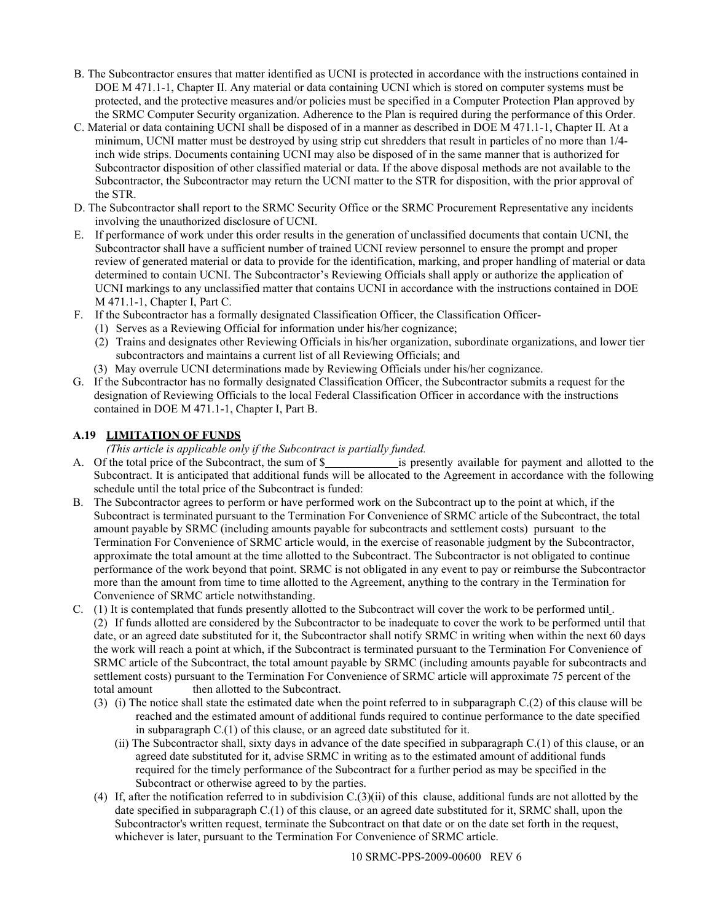B. The Subcontractor ensures that matter identified as UCNI is protected in accordance with the instructions contained in DOE M 471.1-1, Chapter II. Any material or data containing UCNI which is stored on computer systems must be protected, and the protective measures and/or policies must be specified in a Computer Protection Plan approved by the SRMC Computer Security organization. Adherence to the Plan is required during the performance of this Order.

C. Material or data containing UCNI shall be disposed of in a manner as described in DOE M 471.1-1, Chapter II. At a minimum, UCNI matter must be destroyed by using strip cut shredders that result in particles of no more than 1/4-inch wide strips. Documents containing UCNI may also be disposed of in the same manner that is authorized for Subcontractor disposition of other classified material or data. If the above disposal methods are not available to the Subcontractor, the Subcontractor may return the UCNI matter to the STR for disposition, with the prior approval of the STR.

D. The Subcontractor shall report to the SRMC Security Office or the SRMC Procurement Representative any incidents involving the unauthorized disclosure of UCNI.

E. If performance of work under this order results in the generation of unclassified documents that contain UCNI, the Subcontractor shall have a sufficient number of trained UCNI review personnel to ensure the prompt and proper review of generated material or data to provide for the identification, marking, and proper handling of material or data determined to contain UCNI. The Subcontractor's Reviewing Officials shall apply or authorize the application of UCNI markings to any unclassified matter that contains UCNI in accordance with the instructions contained in DOE M 471.1-1, Chapter I, Part C.

F. If the Subcontractor has a formally designated Classification Officer, the Classification Officer-
   (1) Serves as a Reviewing Official for information under his/her cognizance;
   (2) Trains and designates other Reviewing Officials in his/her organization, subordinate organizations, and lower tier subcontractors and maintains a current list of all Reviewing Officials; and
   (3) May overrule UCNI determinations made by Reviewing Officials under his/her cognizance.

G. If the Subcontractor has no formally designated Classification Officer, the Subcontractor submits a request for the designation of Reviewing Officials to the local Federal Classification Officer in accordance with the instructions contained in DOE M 471.1-1, Chapter I, Part B.

### A.19 LIMITATION OF FUNDS

*(This article is applicable only if the Subcontract is partially funded.*

A. Of the total price of the Subcontract, the sum of $\_\_\_\_\_\_\_\_\_\_\_\_ is presently available for payment and allotted to the Subcontract. It is anticipated that additional funds will be allocated to the Agreement in accordance with the following schedule until the total price of the Subcontract is funded:

B. The Subcontractor agrees to perform or have performed work on the Subcontract up to the point at which, if the Subcontract is terminated pursuant to the Termination For Convenience of SRMC article of the Subcontract, the total amount payable by SRMC (including amounts payable for subcontracts and settlement costs) pursuant to the Termination For Convenience of SRMC article would, in the exercise of reasonable judgment by the Subcontractor, approximate the total amount at the time allotted to the Subcontract. The Subcontractor is not obligated to continue performance of the work beyond that point. SRMC is not obligated in any event to pay or reimburse the Subcontractor more than the amount from time to time allotted to the Agreement, anything to the contrary in the Termination for Convenience of SRMC article notwithstanding.

C. (1) It is contemplated that funds presently allotted to the Subcontract will cover the work to be performed until\_.
   (2) If funds allotted are considered by the Subcontractor to be inadequate to cover the work to be performed until that date, or an agreed date substituted for it, the Subcontractor shall notify SRMC in writing when within the next 60 days the work will reach a point at which, if the Subcontract is terminated pursuant to the Termination For Convenience of SRMC article of the Subcontract, the total amount payable by SRMC (including amounts payable for subcontracts and settlement costs) pursuant to the Termination For Convenience of SRMC article will approximate 75 percent of the total amount then allotted to the Subcontract.
   (3) (i) The notice shall state the estimated date when the point referred to in subparagraph C.(2) of this clause will be reached and the estimated amount of additional funds required to continue performance to the date specified in subparagraph C.(1) of this clause, or an agreed date substituted for it.
   (ii) The Subcontractor shall, sixty days in advance of the date specified in subparagraph C.(1) of this clause, or an agreed date substituted for it, advise SRMC in writing as to the estimated amount of additional funds required for the timely performance of the Subcontract for a further period as may be specified in the Subcontract or otherwise agreed to by the parties.
   (4) If, after the notification referred to in subdivision C.(3)(ii) of this clause, additional funds are not allotted by the date specified in subparagraph C.(1) of this clause, or an agreed date substituted for it, SRMC shall, upon the Subcontractor's written request, terminate the Subcontract on that date or on the date set forth in the request, whichever is later, pursuant to the Termination For Convenience of SRMC article.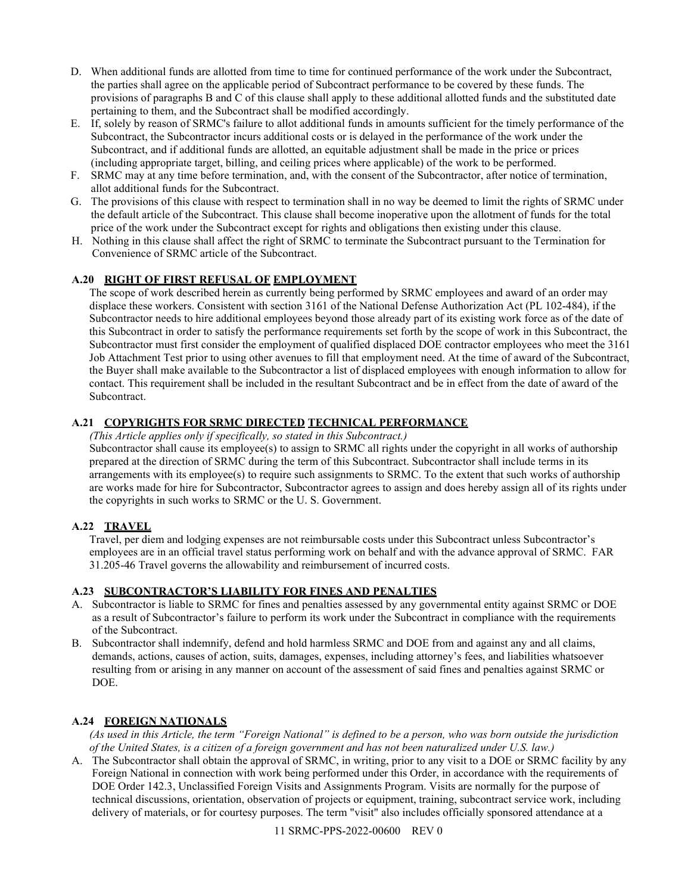D. When additional funds are allotted from time to time for continued performance of the work under the Subcontract, the parties shall agree on the applicable period of Subcontract performance to be covered by these funds. The provisions of paragraphs B and C of this clause shall apply to these additional allotted funds and the substituted date pertaining to them, and the Subcontract shall be modified accordingly.
E. If, solely by reason of SRMC's failure to allot additional funds in amounts sufficient for the timely performance of the Subcontract, the Subcontractor incurs additional costs or is delayed in the performance of the work under the Subcontract, and if additional funds are allotted, an equitable adjustment shall be made in the price or prices (including appropriate target, billing, and ceiling prices where applicable) of the work to be performed.
F. SRMC may at any time before termination, and, with the consent of the Subcontractor, after notice of termination, allot additional funds for the Subcontract.
G. The provisions of this clause with respect to termination shall in no way be deemed to limit the rights of SRMC under the default article of the Subcontract. This clause shall become inoperative upon the allotment of funds for the total price of the work under the Subcontract except for rights and obligations then existing under this clause.
H. Nothing in this clause shall affect the right of SRMC to terminate the Subcontract pursuant to the Termination for Convenience of SRMC article of the Subcontract.

### A.20 RIGHT OF FIRST REFUSAL OF EMPLOYMENT

The scope of work described herein as currently being performed by SRMC employees and award of an order may displace these workers. Consistent with section 3161 of the National Defense Authorization Act (PL 102-484), if the Subcontractor needs to hire additional employees beyond those already part of its existing work force as of the date of this Subcontract in order to satisfy the performance requirements set forth by the scope of work in this Subcontract, the Subcontractor must first consider the employment of qualified displaced DOE contractor employees who meet the 3161 Job Attachment Test prior to using other avenues to fill that employment need. At the time of award of the Subcontract, the Buyer shall make available to the Subcontractor a list of displaced employees with enough information to allow for contact. This requirement shall be included in the resultant Subcontract and be in effect from the date of award of the Subcontract.

### A.21 COPYRIGHTS FOR SRMC DIRECTED TECHNICAL PERFORMANCE

*(This Article applies only if specifically, so stated in this Subcontract.)*

Subcontractor shall cause its employee(s) to assign to SRMC all rights under the copyright in all works of authorship prepared at the direction of SRMC during the term of this Subcontract. Subcontractor shall include terms in its arrangements with its employee(s) to require such assignments to SRMC. To the extent that such works of authorship are works made for hire for Subcontractor, Subcontractor agrees to assign and does hereby assign all of its rights under the copyrights in such works to SRMC or the U. S. Government.

### A.22 TRAVEL

Travel, per diem and lodging expenses are not reimbursable costs under this Subcontract unless Subcontractor's employees are in an official travel status performing work on behalf and with the advance approval of SRMC. FAR 31.205-46 Travel governs the allowability and reimbursement of incurred costs.

### A.23 SUBCONTRACTOR'S LIABILITY FOR FINES AND PENALTIES

A. Subcontractor is liable to SRMC for fines and penalties assessed by any governmental entity against SRMC or DOE as a result of Subcontractor's failure to perform its work under the Subcontract in compliance with the requirements of the Subcontract.
B. Subcontractor shall indemnify, defend and hold harmless SRMC and DOE from and against any and all claims, demands, actions, causes of action, suits, damages, expenses, including attorney's fees, and liabilities whatsoever resulting from or arising in any manner on account of the assessment of said fines and penalties against SRMC or DOE.

### A.24 FOREIGN NATIONALS

*(As used in this Article, the term "Foreign National" is defined to be a person, who was born outside the jurisdiction of the United States, is a citizen of a foreign government and has not been naturalized under U.S. law.)*

A. The Subcontractor shall obtain the approval of SRMC, in writing, prior to any visit to a DOE or SRMC facility by any Foreign National in connection with work being performed under this Order, in accordance with the requirements of DOE Order 142.3, Unclassified Foreign Visits and Assignments Program. Visits are normally for the purpose of technical discussions, orientation, observation of projects or equipment, training, subcontract service work, including delivery of materials, or for courtesy purposes. The term "visit" also includes officially sponsored attendance at a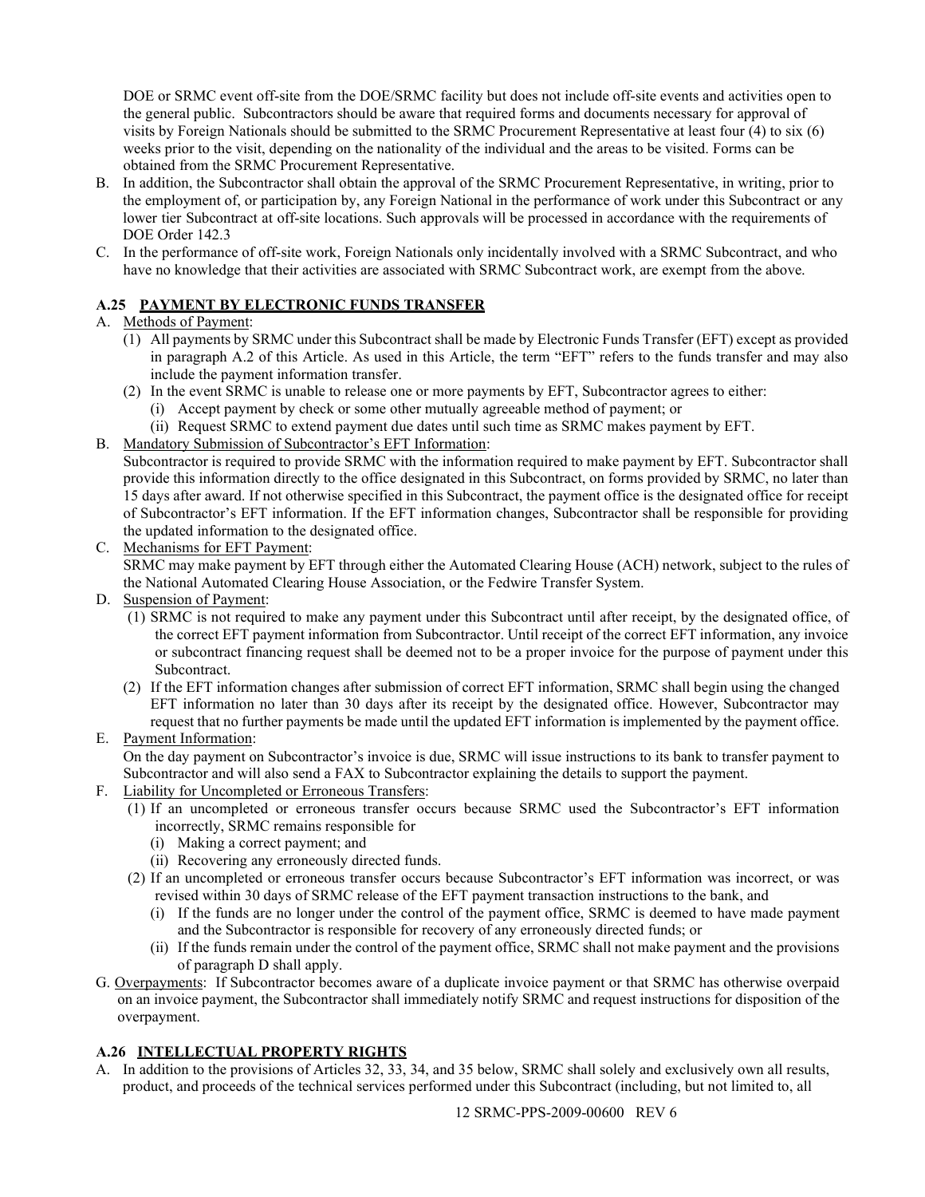DOE or SRMC event off-site from the DOE/SRMC facility but does not include off-site events and activities open to the general public. Subcontractors should be aware that required forms and documents necessary for approval of visits by Foreign Nationals should be submitted to the SRMC Procurement Representative at least four (4) to six (6) weeks prior to the visit, depending on the nationality of the individual and the areas to be visited. Forms can be obtained from the SRMC Procurement Representative.

B. In addition, the Subcontractor shall obtain the approval of the SRMC Procurement Representative, in writing, prior to the employment of, or participation by, any Foreign National in the performance of work under this Subcontract or any lower tier Subcontract at off-site locations. Such approvals will be processed in accordance with the requirements of DOE Order 142.3

C. In the performance of off-site work, Foreign Nationals only incidentally involved with a SRMC Subcontract, and who have no knowledge that their activities are associated with SRMC Subcontract work, are exempt from the above.

### A.25 PAYMENT BY ELECTRONIC FUNDS TRANSFER

A. Methods of Payment:
   (1) All payments by SRMC under this Subcontract shall be made by Electronic Funds Transfer (EFT) except as provided in paragraph A.2 of this Article. As used in this Article, the term "EFT" refers to the funds transfer and may also include the payment information transfer.
   (2) In the event SRMC is unable to release one or more payments by EFT, Subcontractor agrees to either:
      (i) Accept payment by check or some other mutually agreeable method of payment; or
      (ii) Request SRMC to extend payment due dates until such time as SRMC makes payment by EFT.

B. Mandatory Submission of Subcontractor's EFT Information:
Subcontractor is required to provide SRMC with the information required to make payment by EFT. Subcontractor shall provide this information directly to the office designated in this Subcontract, on forms provided by SRMC, no later than 15 days after award. If not otherwise specified in this Subcontract, the payment office is the designated office for receipt of Subcontractor's EFT information. If the EFT information changes, Subcontractor shall be responsible for providing the updated information to the designated office.

C. Mechanisms for EFT Payment:
SRMC may make payment by EFT through either the Automated Clearing House (ACH) network, subject to the rules of the National Automated Clearing House Association, or the Fedwire Transfer System.

D. Suspension of Payment:
   (1) SRMC is not required to make any payment under this Subcontract until after receipt, by the designated office, of the correct EFT payment information from Subcontractor. Until receipt of the correct EFT information, any invoice or subcontract financing request shall be deemed not to be a proper invoice for the purpose of payment under this Subcontract.
   (2) If the EFT information changes after submission of correct EFT information, SRMC shall begin using the changed EFT information no later than 30 days after its receipt by the designated office. However, Subcontractor may request that no further payments be made until the updated EFT information is implemented by the payment office.

E. Payment Information:
On the day payment on Subcontractor's invoice is due, SRMC will issue instructions to its bank to transfer payment to Subcontractor and will also send a FAX to Subcontractor explaining the details to support the payment.

F. Liability for Uncompleted or Erroneous Transfers:
   (1) If an uncompleted or erroneous transfer occurs because SRMC used the Subcontractor's EFT information incorrectly, SRMC remains responsible for
      (i) Making a correct payment; and
      (ii) Recovering any erroneously directed funds.
   (2) If an uncompleted or erroneous transfer occurs because Subcontractor's EFT information was incorrect, or was revised within 30 days of SRMC release of the EFT payment transaction instructions to the bank, and
      (i) If the funds are no longer under the control of the payment office, SRMC is deemed to have made payment and the Subcontractor is responsible for recovery of any erroneously directed funds; or
      (ii) If the funds remain under the control of the payment office, SRMC shall not make payment and the provisions of paragraph D shall apply.

G. Overpayments: If Subcontractor becomes aware of a duplicate invoice payment or that SRMC has otherwise overpaid on an invoice payment, the Subcontractor shall immediately notify SRMC and request instructions for disposition of the overpayment.

### A.26 INTELLECTUAL PROPERTY RIGHTS

A. In addition to the provisions of Articles 32, 33, 34, and 35 below, SRMC shall solely and exclusively own all results, product, and proceeds of the technical services performed under this Subcontract (including, but not limited to, all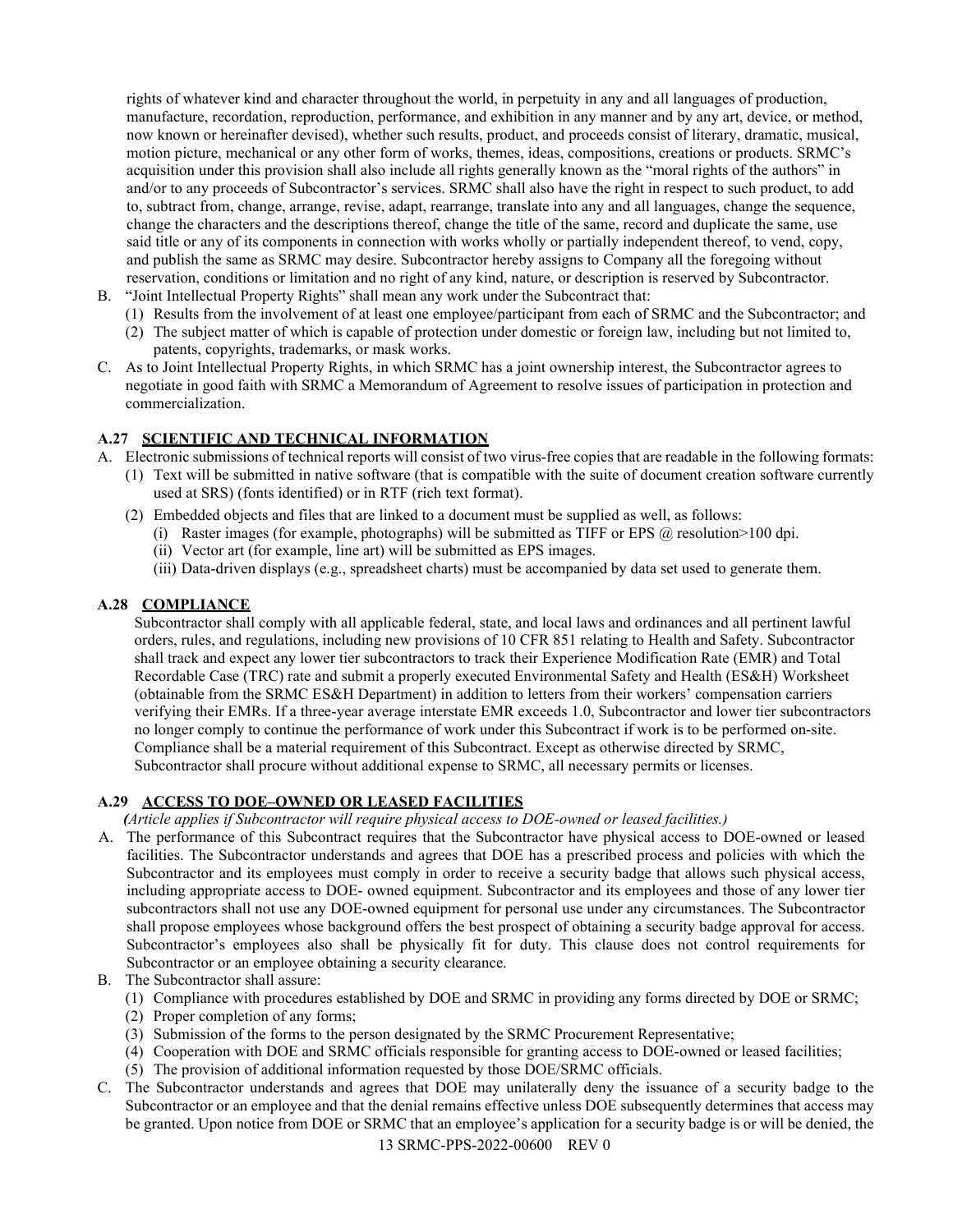rights of whatever kind and character throughout the world, in perpetuity in any and all languages of production, manufacture, recordation, reproduction, performance, and exhibition in any manner and by any art, device, or method, now known or hereinafter devised), whether such results, product, and proceeds consist of literary, dramatic, musical, motion picture, mechanical or any other form of works, themes, ideas, compositions, creations or products. SRMC's acquisition under this provision shall also include all rights generally known as the "moral rights of the authors" in and/or to any proceeds of Subcontractor's services. SRMC shall also have the right in respect to such product, to add to, subtract from, change, arrange, revise, adapt, rearrange, translate into any and all languages, change the sequence, change the characters and the descriptions thereof, change the title of the same, record and duplicate the same, use said title or any of its components in connection with works wholly or partially independent thereof, to vend, copy, and publish the same as SRMC may desire. Subcontractor hereby assigns to Company all the foregoing without reservation, conditions or limitation and no right of any kind, nature, or description is reserved by Subcontractor.

B. "Joint Intellectual Property Rights" shall mean any work under the Subcontract that:
   (1) Results from the involvement of at least one employee/participant from each of SRMC and the Subcontractor; and
   (2) The subject matter of which is capable of protection under domestic or foreign law, including but not limited to, patents, copyrights, trademarks, or mask works.

C. As to Joint Intellectual Property Rights, in which SRMC has a joint ownership interest, the Subcontractor agrees to negotiate in good faith with SRMC a Memorandum of Agreement to resolve issues of participation in protection and commercialization.

### A.27 SCIENTIFIC AND TECHNICAL INFORMATION

A. Electronic submissions of technical reports will consist of two virus-free copies that are readable in the following formats:
   (1) Text will be submitted in native software (that is compatible with the suite of document creation software currently used at SRS) (fonts identified) or in RTF (rich text format).
   (2) Embedded objects and files that are linked to a document must be supplied as well, as follows:
      (i) Raster images (for example, photographs) will be submitted as TIFF or EPS @ resolution>100 dpi.
      (ii) Vector art (for example, line art) will be submitted as EPS images.
      (iii) Data-driven displays (e.g., spreadsheet charts) must be accompanied by data set used to generate them.

### A.28 COMPLIANCE

Subcontractor shall comply with all applicable federal, state, and local laws and ordinances and all pertinent lawful orders, rules, and regulations, including new provisions of 10 CFR 851 relating to Health and Safety. Subcontractor shall track and expect any lower tier subcontractors to track their Experience Modification Rate (EMR) and Total Recordable Case (TRC) rate and submit a properly executed Environmental Safety and Health (ES&H) Worksheet (obtainable from the SRMC ES&H Department) in addition to letters from their workers' compensation carriers verifying their EMRs. If a three-year average interstate EMR exceeds 1.0, Subcontractor and lower tier subcontractors no longer comply to continue the performance of work under this Subcontract if work is to be performed on-site. Compliance shall be a material requirement of this Subcontract. Except as otherwise directed by SRMC, Subcontractor shall procure without additional expense to SRMC, all necessary permits or licenses.

### A.29 ACCESS TO DOE–OWNED OR LEASED FACILITIES

*(Article applies if Subcontractor will require physical access to DOE-owned or leased facilities.)*

A. The performance of this Subcontract requires that the Subcontractor have physical access to DOE-owned or leased facilities. The Subcontractor understands and agrees that DOE has a prescribed process and policies with which the Subcontractor and its employees must comply in order to receive a security badge that allows such physical access, including appropriate access to DOE- owned equipment. Subcontractor and its employees and those of any lower tier subcontractors shall not use any DOE-owned equipment for personal use under any circumstances. The Subcontractor shall propose employees whose background offers the best prospect of obtaining a security badge approval for access. Subcontractor's employees also shall be physically fit for duty. This clause does not control requirements for Subcontractor or an employee obtaining a security clearance.

B. The Subcontractor shall assure:
   (1) Compliance with procedures established by DOE and SRMC in providing any forms directed by DOE or SRMC;
   (2) Proper completion of any forms;
   (3) Submission of the forms to the person designated by the SRMC Procurement Representative;
   (4) Cooperation with DOE and SRMC officials responsible for granting access to DOE-owned or leased facilities;
   (5) The provision of additional information requested by those DOE/SRMC officials.

C. The Subcontractor understands and agrees that DOE may unilaterally deny the issuance of a security badge to the Subcontractor or an employee and that the denial remains effective unless DOE subsequently determines that access may be granted. Upon notice from DOE or SRMC that an employee's application for a security badge is or will be denied, the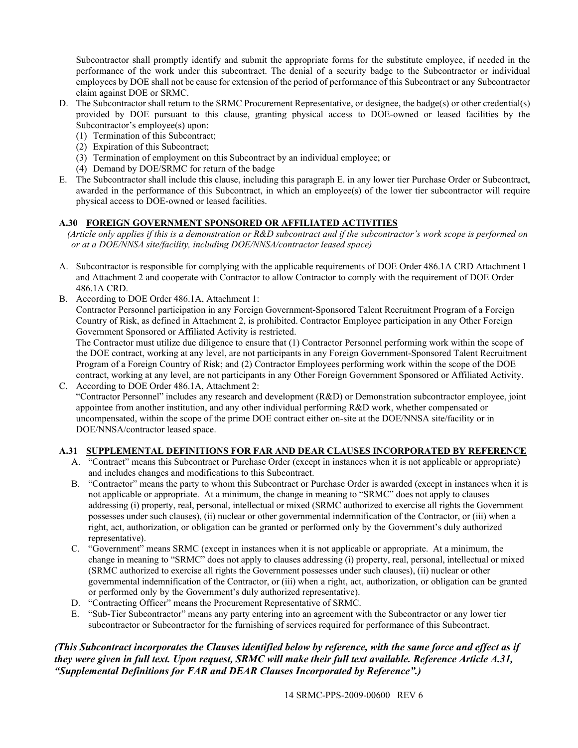Subcontractor shall promptly identify and submit the appropriate forms for the substitute employee, if needed in the performance of the work under this subcontract. The denial of a security badge to the Subcontractor or individual employees by DOE shall not be cause for extension of the period of performance of this Subcontract or any Subcontractor claim against DOE or SRMC.

D. The Subcontractor shall return to the SRMC Procurement Representative, or designee, the badge(s) or other credential(s) provided by DOE pursuant to this clause, granting physical access to DOE-owned or leased facilities by the Subcontractor's employee(s) upon:
   (1) Termination of this Subcontract;
   (2) Expiration of this Subcontract;
   (3) Termination of employment on this Subcontract by an individual employee; or
   (4) Demand by DOE/SRMC for return of the badge
E. The Subcontractor shall include this clause, including this paragraph E. in any lower tier Purchase Order or Subcontract, awarded in the performance of this Subcontract, in which an employee(s) of the lower tier subcontractor will require physical access to DOE-owned or leased facilities.

### A.30 FOREIGN GOVERNMENT SPONSORED OR AFFILIATED ACTIVITIES

*(Article only applies if this is a demonstration or R&D subcontract and if the subcontractor's work scope is performed on or at a DOE/NNSA site/facility, including DOE/NNSA/contractor leased space)*

A. Subcontractor is responsible for complying with the applicable requirements of DOE Order 486.1A CRD Attachment 1 and Attachment 2 and cooperate with Contractor to allow Contractor to comply with the requirement of DOE Order 486.1A CRD.
B. According to DOE Order 486.1A, Attachment 1:
   Contractor Personnel participation in any Foreign Government-Sponsored Talent Recruitment Program of a Foreign Country of Risk, as defined in Attachment 2, is prohibited. Contractor Employee participation in any Other Foreign Government Sponsored or Affiliated Activity is restricted.
   The Contractor must utilize due diligence to ensure that (1) Contractor Personnel performing work within the scope of the DOE contract, working at any level, are not participants in any Foreign Government-Sponsored Talent Recruitment Program of a Foreign Country of Risk; and (2) Contractor Employees performing work within the scope of the DOE contract, working at any level, are not participants in any Other Foreign Government Sponsored or Affiliated Activity.
C. According to DOE Order 486.1A, Attachment 2:
   "Contractor Personnel" includes any research and development (R&D) or Demonstration subcontractor employee, joint appointee from another institution, and any other individual performing R&D work, whether compensated or uncompensated, within the scope of the prime DOE contract either on-site at the DOE/NNSA site/facility or in DOE/NNSA/contractor leased space.

### A.31 SUPPLEMENTAL DEFINITIONS FOR FAR AND DEAR CLAUSES INCORPORATED BY REFERENCE

A. "Contract" means this Subcontract or Purchase Order (except in instances when it is not applicable or appropriate) and includes changes and modifications to this Subcontract.
B. "Contractor" means the party to whom this Subcontract or Purchase Order is awarded (except in instances when it is not applicable or appropriate. At a minimum, the change in meaning to "SRMC" does not apply to clauses addressing (i) property, real, personal, intellectual or mixed (SRMC authorized to exercise all rights the Government possesses under such clauses), (ii) nuclear or other governmental indemnification of the Contractor, or (iii) when a right, act, authorization, or obligation can be granted or performed only by the Government's duly authorized representative).
C. "Government" means SRMC (except in instances when it is not applicable or appropriate. At a minimum, the change in meaning to "SRMC" does not apply to clauses addressing (i) property, real, personal, intellectual or mixed (SRMC authorized to exercise all rights the Government possesses under such clauses), (ii) nuclear or other governmental indemnification of the Contractor, or (iii) when a right, act, authorization, or obligation can be granted or performed only by the Government's duly authorized representative).
D. "Contracting Officer" means the Procurement Representative of SRMC.
E. "Sub-Tier Subcontractor" means any party entering into an agreement with the Subcontractor or any lower tier subcontractor or Subcontractor for the furnishing of services required for performance of this Subcontract.

***(This Subcontract incorporates the Clauses identified below by reference, with the same force and effect as if they were given in full text. Upon request, SRMC will make their full text available. Reference Article A.31, "Supplemental Definitions for FAR and DEAR Clauses Incorporated by Reference".)***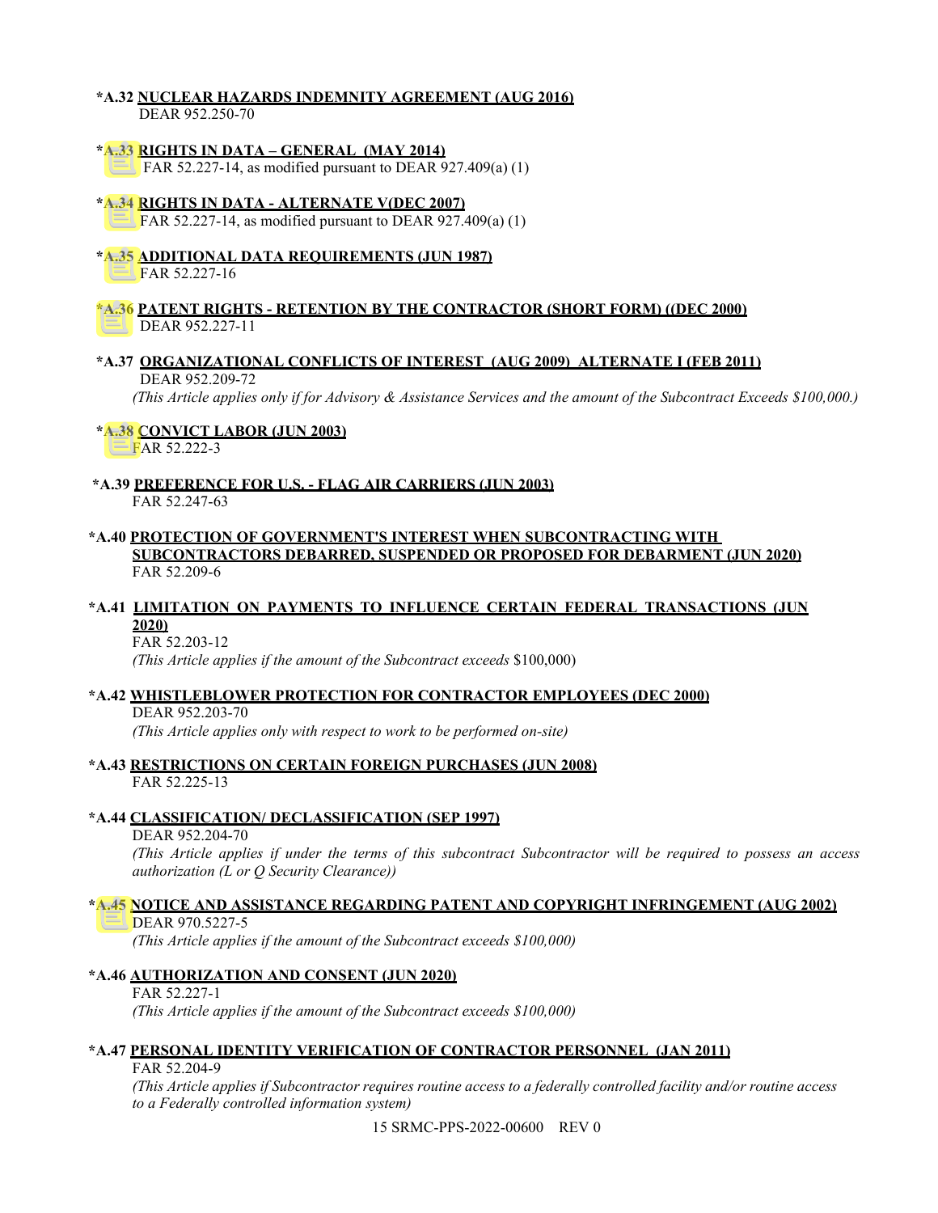**\*A.32 NUCLEAR HAZARDS INDEMNITY AGREEMENT (AUG 2016)**
DEAR 952.250-70

**\*A.33 RIGHTS IN DATA – GENERAL (MAY 2014)**
FAR 52.227-14, as modified pursuant to DEAR 927.409(a) (1)

**\*A.34 RIGHTS IN DATA - ALTERNATE V(DEC 2007)**
FAR 52.227-14, as modified pursuant to DEAR 927.409(a) (1)

**\*A.35 ADDITIONAL DATA REQUIREMENTS (JUN 1987)**
FAR 52.227-16

**\*A.36 PATENT RIGHTS - RETENTION BY THE CONTRACTOR (SHORT FORM) ((DEC 2000)**
DEAR 952.227-11

**\*A.37 ORGANIZATIONAL CONFLICTS OF INTEREST (AUG 2009) ALTERNATE I (FEB 2011)**
DEAR 952.209-72
*(This Article applies only if for Advisory & Assistance Services and the amount of the Subcontract Exceeds $100,000.)*

**\*A.38 CONVICT LABOR (JUN 2003)**
FAR 52.222-3

**\*A.39 PREFERENCE FOR U.S. - FLAG AIR CARRIERS (JUN 2003)**
FAR 52.247-63

**\*A.40 PROTECTION OF GOVERNMENT'S INTEREST WHEN SUBCONTRACTING WITH SUBCONTRACTORS DEBARRED, SUSPENDED OR PROPOSED FOR DEBARMENT (JUN 2020)**
FAR 52.209-6

**\*A.41 LIMITATION ON PAYMENTS TO INFLUENCE CERTAIN FEDERAL TRANSACTIONS (JUN 2020)**
FAR 52.203-12
*(This Article applies if the amount of the Subcontract exceeds* $100,000)

**\*A.42 WHISTLEBLOWER PROTECTION FOR CONTRACTOR EMPLOYEES (DEC 2000)**
DEAR 952.203-70
*(This Article applies only with respect to work to be performed on-site)*

**\*A.43 RESTRICTIONS ON CERTAIN FOREIGN PURCHASES (JUN 2008)**
FAR 52.225-13

**\*A.44 CLASSIFICATION/ DECLASSIFICATION (SEP 1997)**
DEAR 952.204-70
*(This Article applies if under the terms of this subcontract Subcontractor will be required to possess an access authorization (L or Q Security Clearance))*

**\*A.45 NOTICE AND ASSISTANCE REGARDING PATENT AND COPYRIGHT INFRINGEMENT (AUG 2002)**
DEAR 970.5227-5
*(This Article applies if the amount of the Subcontract exceeds $100,000)*

**\*A.46 AUTHORIZATION AND CONSENT (JUN 2020)**
FAR 52.227-1
*(This Article applies if the amount of the Subcontract exceeds $100,000)*

**\*A.47 PERSONAL IDENTITY VERIFICATION OF CONTRACTOR PERSONNEL (JAN 2011)**
FAR 52.204-9
*(This Article applies if Subcontractor requires routine access to a federally controlled facility and/or routine access to a Federally controlled information system)*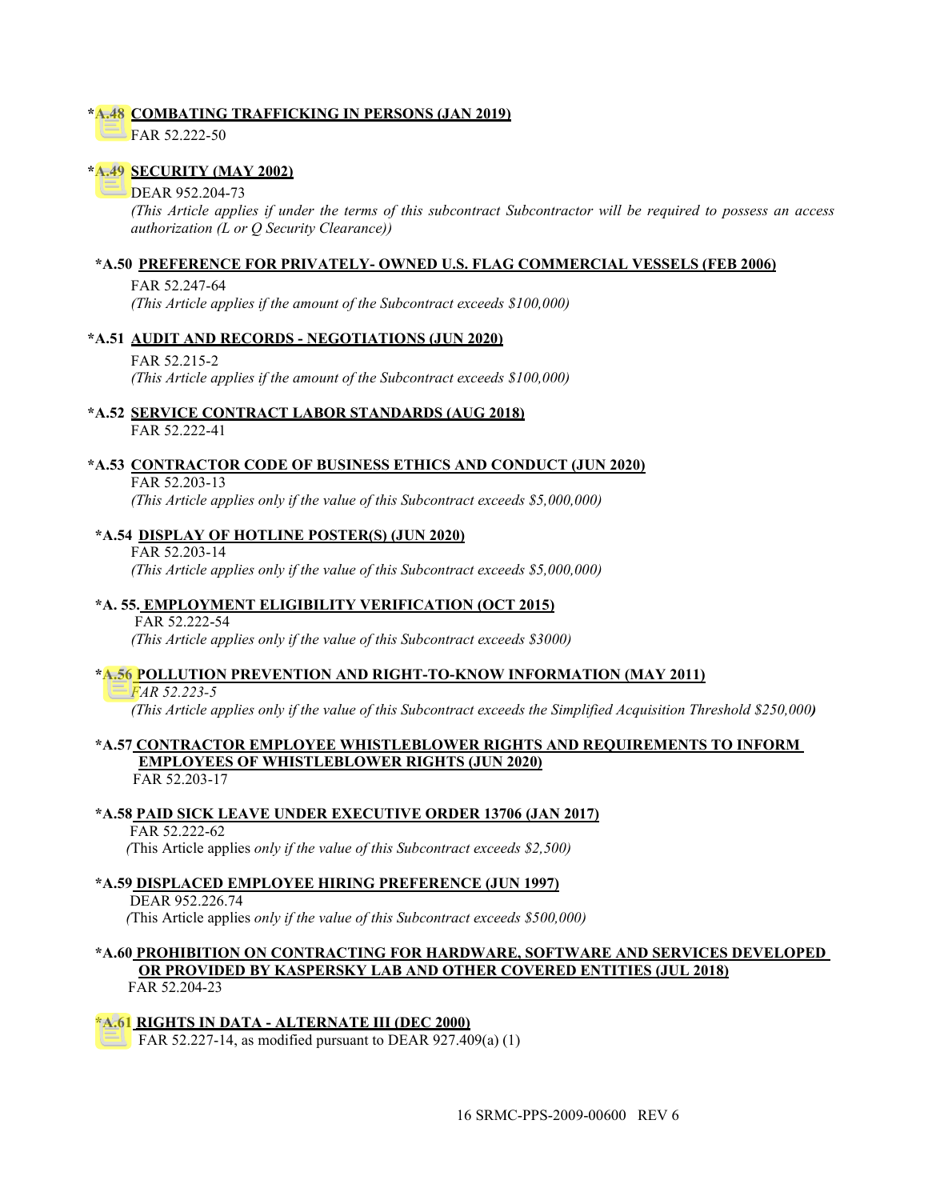**\*A.48 COMBATING TRAFFICKING IN PERSONS (JAN 2019)**

FAR 52.222-50

**\*A.49 SECURITY (MAY 2002)**

DEAR 952.204-73

*(This Article applies if under the terms of this subcontract Subcontractor will be required to possess an access authorization (L or Q Security Clearance))*

**\*A.50 PREFERENCE FOR PRIVATELY- OWNED U.S. FLAG COMMERCIAL VESSELS (FEB 2006)**

FAR 52.247-64

*(This Article applies if the amount of the Subcontract exceeds $100,000)*

**\*A.51 AUDIT AND RECORDS - NEGOTIATIONS (JUN 2020)**

FAR 52.215-2

*(This Article applies if the amount of the Subcontract exceeds $100,000)*

**\*A.52 SERVICE CONTRACT LABOR STANDARDS (AUG 2018)**

FAR 52.222-41

**\*A.53 CONTRACTOR CODE OF BUSINESS ETHICS AND CONDUCT (JUN 2020)**

FAR 52.203-13

*(This Article applies only if the value of this Subcontract exceeds $5,000,000)*

**\*A.54 DISPLAY OF HOTLINE POSTER(S) (JUN 2020)**

FAR 52.203-14

*(This Article applies only if the value of this Subcontract exceeds $5,000,000)*

**\*A. 55. EMPLOYMENT ELIGIBILITY VERIFICATION (OCT 2015)**

FAR 52.222-54

*(This Article applies only if the value of this Subcontract exceeds $3000)*

**\*A.56 POLLUTION PREVENTION AND RIGHT-TO-KNOW INFORMATION (MAY 2011)**

*FAR 52.223-5*

*(This Article applies only if the value of this Subcontract exceeds the Simplified Acquisition Threshold $250,000)*

**\*A.57 CONTRACTOR EMPLOYEE WHISTLEBLOWER RIGHTS AND REQUIREMENTS TO INFORM EMPLOYEES OF WHISTLEBLOWER RIGHTS (JUN 2020)**

FAR 52.203-17

**\*A.58 PAID SICK LEAVE UNDER EXECUTIVE ORDER 13706 (JAN 2017)**

FAR 52.222-62

*(*This Article applies *only if the value of this Subcontract exceeds $2,500)*

**\*A.59 DISPLACED EMPLOYEE HIRING PREFERENCE (JUN 1997)**

DEAR 952.226.74

*(*This Article applies *only if the value of this Subcontract exceeds $500,000)*

**\*A.60 PROHIBITION ON CONTRACTING FOR HARDWARE, SOFTWARE AND SERVICES DEVELOPED OR PROVIDED BY KASPERSKY LAB AND OTHER COVERED ENTITIES (JUL 2018)**

FAR 52.204-23

**\*A.61 RIGHTS IN DATA - ALTERNATE III (DEC 2000)**

FAR 52.227-14, as modified pursuant to DEAR 927.409(a) (1)